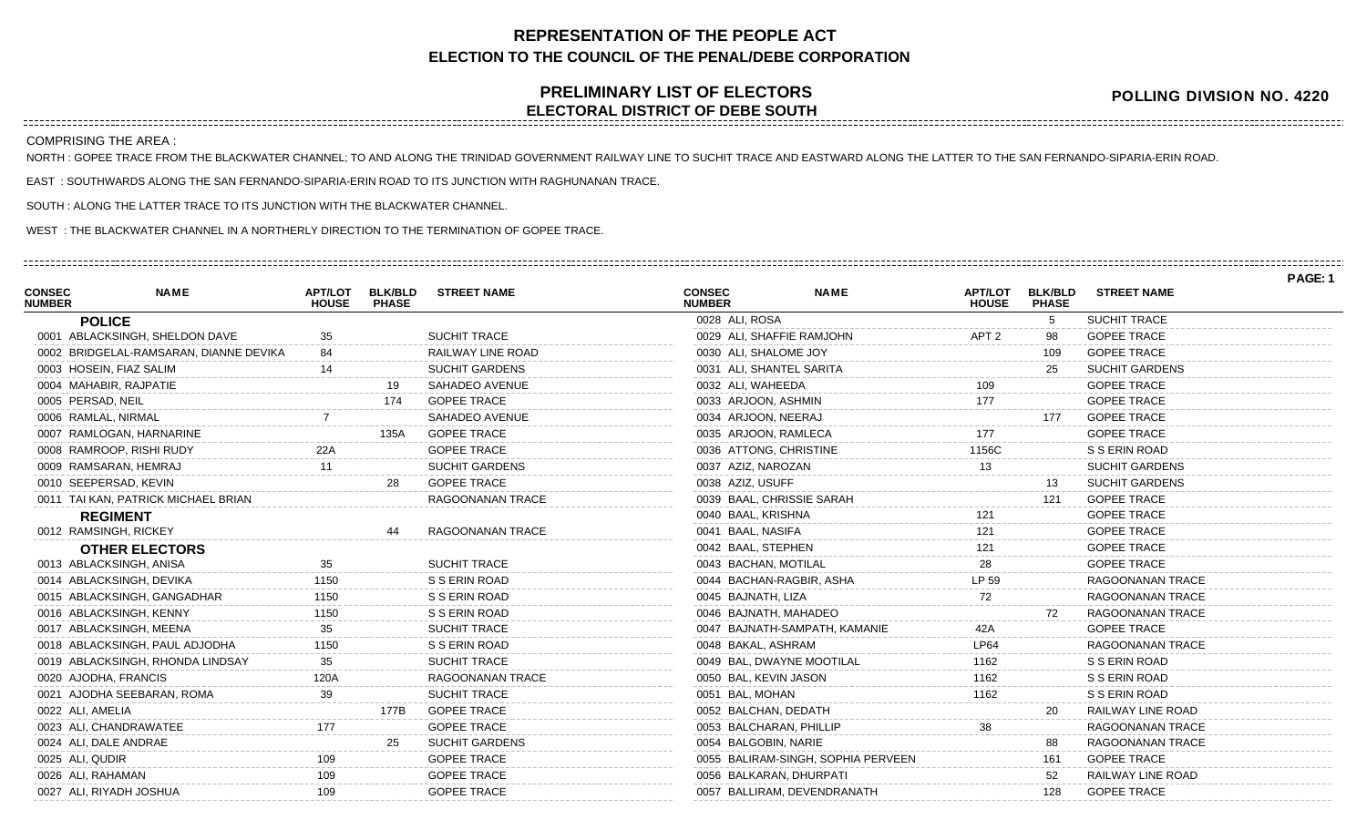# REPRESENTATION OF THE PEOPLE ACT
## ELECTION TO THE COUNCIL OF THE PENAL/DEBE CORPORATION

## PRELIMINARY LIST OF ELECTORS
## ELECTORAL DISTRICT OF DEBE SOUTH

**POLLING DIVISION NO. 4220**

COMPRISING THE AREA :

NORTH : GOPEE TRACE FROM THE BLACKWATER CHANNEL; TO AND ALONG THE TRINIDAD GOVERNMENT RAILWAY LINE TO SUCHIT TRACE AND EASTWARD ALONG THE LATTER TO THE SAN FERNANDO-SIPARIA-ERIN ROAD.

EAST : SOUTHWARDS ALONG THE SAN FERNANDO-SIPARIA-ERIN ROAD TO ITS JUNCTION WITH RAGHUNANAN TRACE.

SOUTH : ALONG THE LATTER TRACE TO ITS JUNCTION WITH THE BLACKWATER CHANNEL.

WEST : THE BLACKWATER CHANNEL IN A NORTHERLY DIRECTION TO THE TERMINATION OF GOPEE TRACE.

PAGE: 1

| CONSEC NUMBER | NAME | APT/LOT HOUSE | BLK/BLD PHASE | STREET NAME |
|---|---|---|---|---|
| | **POLICE** | | | |
| 0001 | ABLACKSINGH, SHELDON DAVE | 35 | | SUCHIT TRACE |
| 0002 | BRIDGELAL-RAMSARAN, DIANNE DEVIKA | 84 | | RAILWAY LINE ROAD |
| 0003 | HOSEIN, FIAZ SALIM | 14 | | SUCHIT GARDENS |
| 0004 | MAHABIR, RAJPATIE | | 19 | SAHADEO AVENUE |
| 0005 | PERSAD, NEIL | | 174 | GOPEE TRACE |
| 0006 | RAMLAL, NIRMAL | 7 | | SAHADEO AVENUE |
| 0007 | RAMLOGAN, HARNARINE | | 135A | GOPEE TRACE |
| 0008 | RAMROOP, RISHI RUDY | 22A | | GOPEE TRACE |
| 0009 | RAMSARAN, HEMRAJ | 11 | | SUCHIT GARDENS |
| 0010 | SEEPERSAD, KEVIN | | 28 | GOPEE TRACE |
| 0011 | TAI KAN, PATRICK MICHAEL BRIAN | | | RAGOONANAN TRACE |
| | **REGIMENT** | | | |
| 0012 | RAMSINGH, RICKEY | | 44 | RAGOONANAN TRACE |
| | **OTHER ELECTORS** | | | |
| 0013 | ABLACKSINGH, ANISA | 35 | | SUCHIT TRACE |
| 0014 | ABLACKSINGH, DEVIKA | 1150 | | S S ERIN ROAD |
| 0015 | ABLACKSINGH, GANGADHAR | 1150 | | S S ERIN ROAD |
| 0016 | ABLACKSINGH, KENNY | 1150 | | S S ERIN ROAD |
| 0017 | ABLACKSINGH, MEENA | 35 | | SUCHIT TRACE |
| 0018 | ABLACKSINGH, PAUL ADJODHA | 1150 | | S S ERIN ROAD |
| 0019 | ABLACKSINGH, RHONDA LINDSAY | 35 | | SUCHIT TRACE |
| 0020 | AJODHA, FRANCIS | 120A | | RAGOONANAN TRACE |
| 0021 | AJODHA SEEBARAN, ROMA | 39 | | SUCHIT TRACE |
| 0022 | ALI, AMELIA | | 177B | GOPEE TRACE |
| 0023 | ALI, CHANDRAWATEE | 177 | | GOPEE TRACE |
| 0024 | ALI, DALE ANDRAE | | 25 | SUCHIT GARDENS |
| 0025 | ALI, QUDIR | 109 | | GOPEE TRACE |
| 0026 | ALI, RAHAMAN | 109 | | GOPEE TRACE |
| 0027 | ALI, RIYADH JOSHUA | 109 | | GOPEE TRACE |
| 0028 | ALI, ROSA | | 5 | SUCHIT TRACE |
| 0029 | ALI, SHAFFIE RAMJOHN | APT 2 | 98 | GOPEE TRACE |
| 0030 | ALI, SHALOME JOY | | 109 | GOPEE TRACE |
| 0031 | ALI, SHANTEL SARITA | | 25 | SUCHIT GARDENS |
| 0032 | ALI, WAHEEDA | 109 | | GOPEE TRACE |
| 0033 | ARJOON, ASHMIN | 177 | | GOPEE TRACE |
| 0034 | ARJOON, NEERAJ | | 177 | GOPEE TRACE |
| 0035 | ARJOON, RAMLECA | 177 | | GOPEE TRACE |
| 0036 | ATTONG, CHRISTINE | 1156C | | S S ERIN ROAD |
| 0037 | AZIZ, NAROZAN | 13 | | SUCHIT GARDENS |
| 0038 | AZIZ, USUFF | | 13 | SUCHIT GARDENS |
| 0039 | BAAL, CHRISSIE SARAH | | 121 | GOPEE TRACE |
| 0040 | BAAL, KRISHNA | 121 | | GOPEE TRACE |
| 0041 | BAAL, NASIFA | 121 | | GOPEE TRACE |
| 0042 | BAAL, STEPHEN | 121 | | GOPEE TRACE |
| 0043 | BACHAN, MOTILAL | 28 | | GOPEE TRACE |
| 0044 | BACHAN-RAGBIR, ASHA | LP 59 | | RAGOONANAN TRACE |
| 0045 | BAJNATH, LIZA | 72 | | RAGOONANAN TRACE |
| 0046 | BAJNATH, MAHADEO | | 72 | RAGOONANAN TRACE |
| 0047 | BAJNATH-SAMPATH, KAMANIE | 42A | | GOPEE TRACE |
| 0048 | BAKAL, ASHRAM | LP64 | | RAGOONANAN TRACE |
| 0049 | BAL, DWAYNE MOOTILAL | 1162 | | S S ERIN ROAD |
| 0050 | BAL, KEVIN JASON | 1162 | | S S ERIN ROAD |
| 0051 | BAL, MOHAN | 1162 | | S S ERIN ROAD |
| 0052 | BALCHAN, DEDATH | | 20 | RAILWAY LINE ROAD |
| 0053 | BALCHARAN, PHILLIP | 38 | | RAGOONANAN TRACE |
| 0054 | BALGOBIN, NARIE | | 88 | RAGOONANAN TRACE |
| 0055 | BALIRAM-SINGH, SOPHIA PERVEEN | | 161 | GOPEE TRACE |
| 0056 | BALKARAN, DHURPATI | | 52 | RAILWAY LINE ROAD |
| 0057 | BALLIRAM, DEVENDRANATH | | 128 | GOPEE TRACE |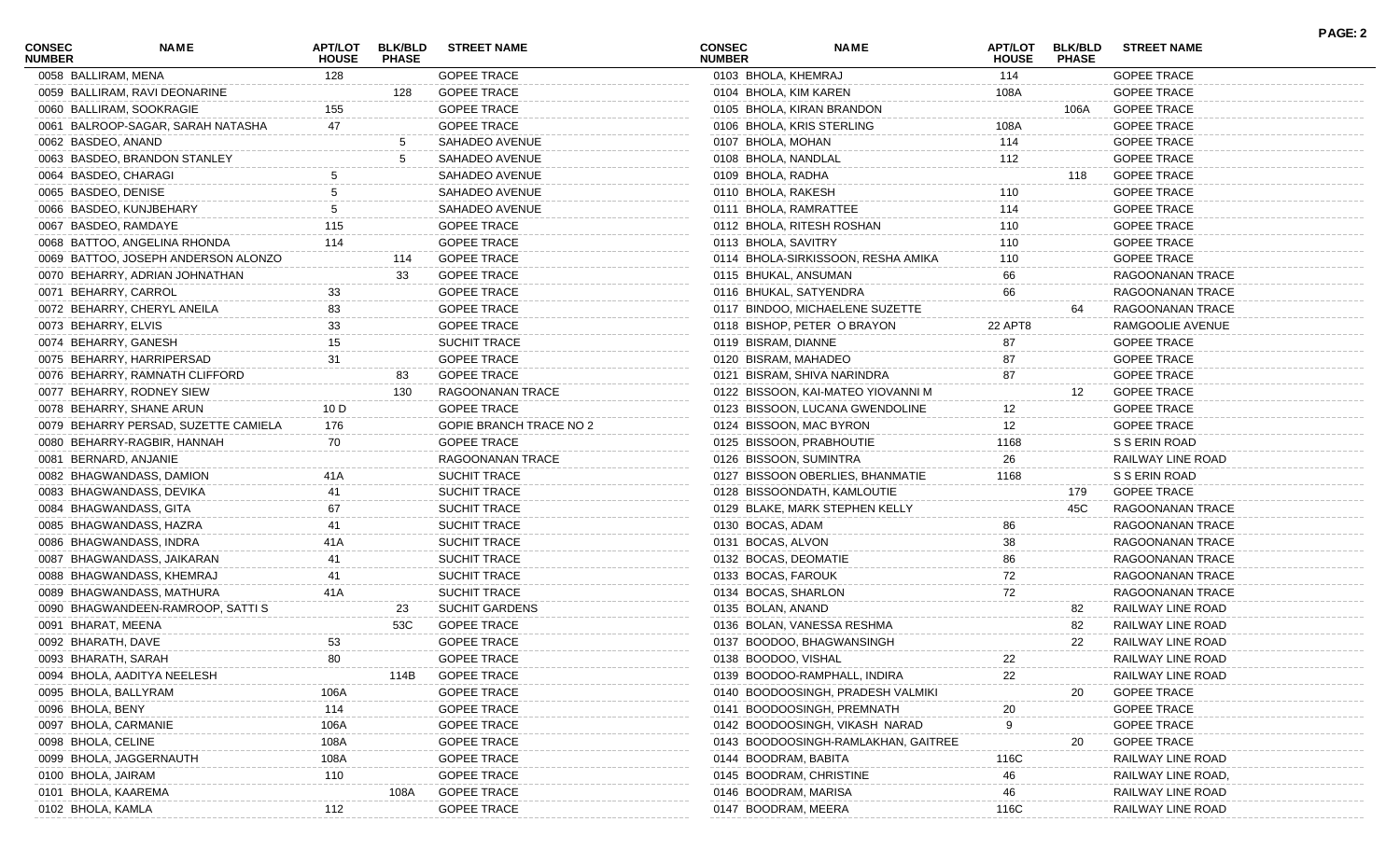| CONSEC NUMBER | NAME | APT/LOT HOUSE | BLK/BLD PHASE | STREET NAME |
|---|---|---|---|---|
| 0058 | BALLIRAM, MENA | 128 | | GOPEE TRACE |
| 0059 | BALLIRAM, RAVI DEONARINE | | 128 | GOPEE TRACE |
| 0060 | BALLIRAM, SOOKRAGIE | 155 | | GOPEE TRACE |
| 0061 | BALROOP-SAGAR, SARAH NATASHA | 47 | | GOPEE TRACE |
| 0062 | BASDEO, ANAND | | 5 | SAHADEO AVENUE |
| 0063 | BASDEO, BRANDON STANLEY | | 5 | SAHADEO AVENUE |
| 0064 | BASDEO, CHARAGI | 5 | | SAHADEO AVENUE |
| 0065 | BASDEO, DENISE | 5 | | SAHADEO AVENUE |
| 0066 | BASDEO, KUNJBEHARY | 5 | | SAHADEO AVENUE |
| 0067 | BASDEO, RAMDAYE | 115 | | GOPEE TRACE |
| 0068 | BATTOO, ANGELINA RHONDA | 114 | | GOPEE TRACE |
| 0069 | BATTOO, JOSEPH ANDERSON ALONZO | | 114 | GOPEE TRACE |
| 0070 | BEHARRY, ADRIAN JOHNATHAN | | 33 | GOPEE TRACE |
| 0071 | BEHARRY, CARROL | 33 | | GOPEE TRACE |
| 0072 | BEHARRY, CHERYL ANEILA | 83 | | GOPEE TRACE |
| 0073 | BEHARRY, ELVIS | 33 | | GOPEE TRACE |
| 0074 | BEHARRY, GANESH | 15 | | SUCHIT TRACE |
| 0075 | BEHARRY, HARRIPERSAD | 31 | | GOPEE TRACE |
| 0076 | BEHARRY, RAMNATH CLIFFORD | | 83 | GOPEE TRACE |
| 0077 | BEHARRY, RODNEY SIEW | | 130 | RAGOONANAN TRACE |
| 0078 | BEHARRY, SHANE ARUN | 10 D | | GOPEE TRACE |
| 0079 | BEHARRY PERSAD, SUZETTE CAMIELA | 176 | | GOPIE BRANCH TRACE NO 2 |
| 0080 | BEHARRY-RAGBIR, HANNAH | 70 | | GOPEE TRACE |
| 0081 | BERNARD, ANJANIE | | | RAGOONANAN TRACE |
| 0082 | BHAGWANDASS, DAMION | 41A | | SUCHIT TRACE |
| 0083 | BHAGWANDASS, DEVIKA | 41 | | SUCHIT TRACE |
| 0084 | BHAGWANDASS, GITA | 67 | | SUCHIT TRACE |
| 0085 | BHAGWANDASS, HAZRA | 41 | | SUCHIT TRACE |
| 0086 | BHAGWANDASS, INDRA | 41A | | SUCHIT TRACE |
| 0087 | BHAGWANDASS, JAIKARAN | 41 | | SUCHIT TRACE |
| 0088 | BHAGWANDASS, KHEMRAJ | 41 | | SUCHIT TRACE |
| 0089 | BHAGWANDASS, MATHURA | 41A | | SUCHIT TRACE |
| 0090 | BHAGWANDEEN-RAMROOP, SATTI S | | 23 | SUCHIT GARDENS |
| 0091 | BHARAT, MEENA | | 53C | GOPEE TRACE |
| 0092 | BHARATH, DAVE | 53 | | GOPEE TRACE |
| 0093 | BHARATH, SARAH | 80 | | GOPEE TRACE |
| 0094 | BHOLA, AADITYA NEELESH | | 114B | GOPEE TRACE |
| 0095 | BHOLA, BALLYRAM | 106A | | GOPEE TRACE |
| 0096 | BHOLA, BENY | 114 | | GOPEE TRACE |
| 0097 | BHOLA, CARMANIE | 106A | | GOPEE TRACE |
| 0098 | BHOLA, CELINE | 108A | | GOPEE TRACE |
| 0099 | BHOLA, JAGGERNAUTH | 108A | | GOPEE TRACE |
| 0100 | BHOLA, JAIRAM | 110 | | GOPEE TRACE |
| 0101 | BHOLA, KAAREMA | | 108A | GOPEE TRACE |
| 0102 | BHOLA, KAMLA | 112 | | GOPEE TRACE |
| 0103 | BHOLA, KHEMRAJ | 114 | | GOPEE TRACE |
| 0104 | BHOLA, KIM KAREN | 108A | | GOPEE TRACE |
| 0105 | BHOLA, KIRAN BRANDON | | 106A | GOPEE TRACE |
| 0106 | BHOLA, KRIS STERLING | 108A | | GOPEE TRACE |
| 0107 | BHOLA, MOHAN | 114 | | GOPEE TRACE |
| 0108 | BHOLA, NANDLAL | 112 | | GOPEE TRACE |
| 0109 | BHOLA, RADHA | | 118 | GOPEE TRACE |
| 0110 | BHOLA, RAKESH | 110 | | GOPEE TRACE |
| 0111 | BHOLA, RAMRATTEE | 114 | | GOPEE TRACE |
| 0112 | BHOLA, RITESH ROSHAN | 110 | | GOPEE TRACE |
| 0113 | BHOLA, SAVITRY | 110 | | GOPEE TRACE |
| 0114 | BHOLA-SIRKISSOON, RESHA AMIKA | 110 | | GOPEE TRACE |
| 0115 | BHUKAL, ANSUMAN | 66 | | RAGOONANAN TRACE |
| 0116 | BHUKAL, SATYENDRA | 66 | | RAGOONANAN TRACE |
| 0117 | BINDOO, MICHAELENE SUZETTE | | 64 | RAGOONANAN TRACE |
| 0118 | BISHOP, PETER O BRAYON | 22 APT8 | | RAMGOOLIE AVENUE |
| 0119 | BISRAM, DIANNE | 87 | | GOPEE TRACE |
| 0120 | BISRAM, MAHADEO | 87 | | GOPEE TRACE |
| 0121 | BISRAM, SHIVA NARINDRA | 87 | | GOPEE TRACE |
| 0122 | BISSOON, KAI-MATEO YIOVANNI M | | 12 | GOPEE TRACE |
| 0123 | BISSOON, LUCANA GWENDOLINE | 12 | | GOPEE TRACE |
| 0124 | BISSOON, MAC BYRON | 12 | | GOPEE TRACE |
| 0125 | BISSOON, PRABHOUTIE | 1168 | | S S ERIN ROAD |
| 0126 | BISSOON, SUMINTRA | 26 | | RAILWAY LINE ROAD |
| 0127 | BISSOON OBERLIES, BHANMATIE | 1168 | | S S ERIN ROAD |
| 0128 | BISSOONDATH, KAMLOUTIE | | 179 | GOPEE TRACE |
| 0129 | BLAKE, MARK STEPHEN KELLY | | 45C | RAGOONANAN TRACE |
| 0130 | BOCAS, ADAM | 86 | | RAGOONANAN TRACE |
| 0131 | BOCAS, ALVON | 38 | | RAGOONANAN TRACE |
| 0132 | BOCAS, DEOMATIE | 86 | | RAGOONANAN TRACE |
| 0133 | BOCAS, FAROUK | 72 | | RAGOONANAN TRACE |
| 0134 | BOCAS, SHARLON | 72 | | RAGOONANAN TRACE |
| 0135 | BOLAN, ANAND | | 82 | RAILWAY LINE ROAD |
| 0136 | BOLAN, VANESSA RESHMA | | 82 | RAILWAY LINE ROAD |
| 0137 | BOODOO, BHAGWANSINGH | | 22 | RAILWAY LINE ROAD |
| 0138 | BOODOO, VISHAL | 22 | | RAILWAY LINE ROAD |
| 0139 | BOODOO-RAMPHALL, INDIRA | 22 | | RAILWAY LINE ROAD |
| 0140 | BOODOOSINGH, PRADESH VALMIKI | | 20 | GOPEE TRACE |
| 0141 | BOODOOSINGH, PREMNATH | 20 | | GOPEE TRACE |
| 0142 | BOODOOSINGH, VIKASH NARAD | 9 | | GOPEE TRACE |
| 0143 | BOODOOSINGH-RAMLAKHAN, GAITREE | | 20 | GOPEE TRACE |
| 0144 | BOODRAM, BABITA | 116C | | RAILWAY LINE ROAD |
| 0145 | BOODRAM, CHRISTINE | 46 | | RAILWAY LINE ROAD, |
| 0146 | BOODRAM, MARISA | 46 | | RAILWAY LINE ROAD |
| 0147 | BOODRAM, MEERA | 116C | | RAILWAY LINE ROAD |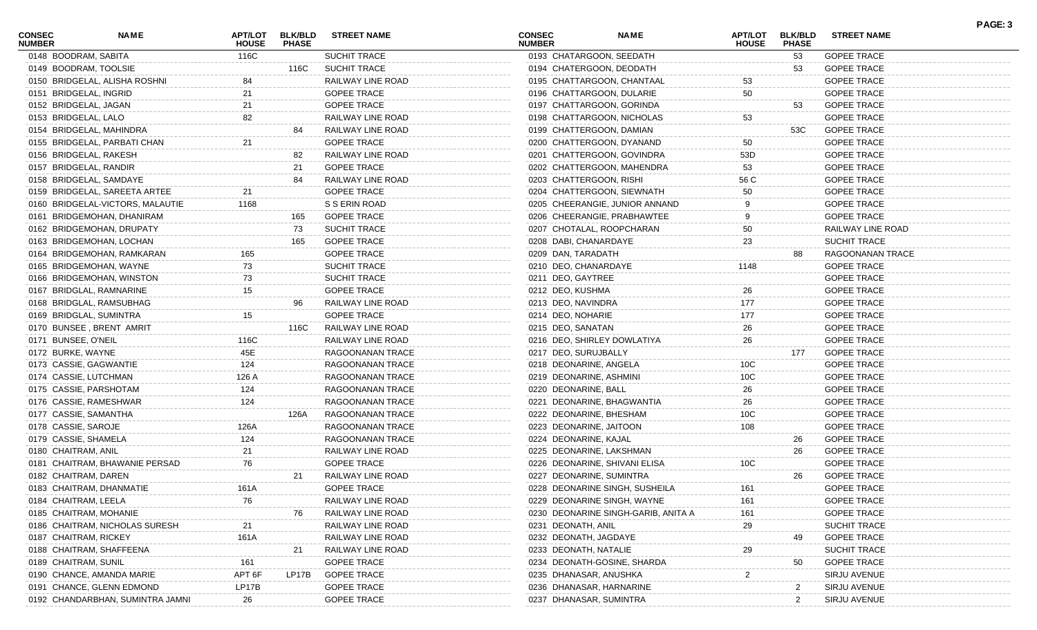| CONSEC NUMBER | NAME | APT/LOT HOUSE | BLK/BLD PHASE | STREET NAME |
|---|---|---|---|---|
| 0148 | BOODRAM, SABITA | 116C | | SUCHIT TRACE |
| 0149 | BOODRAM, TOOLSIE | | 116C | SUCHIT TRACE |
| 0150 | BRIDGELAL, ALISHA ROSHNI | 84 | | RAILWAY LINE ROAD |
| 0151 | BRIDGELAL, INGRID | 21 | | GOPEE TRACE |
| 0152 | BRIDGELAL, JAGAN | 21 | | GOPEE TRACE |
| 0153 | BRIDGELAL, LALO | 82 | | RAILWAY LINE ROAD |
| 0154 | BRIDGELAL, MAHINDRA | | 84 | RAILWAY LINE ROAD |
| 0155 | BRIDGELAL, PARBATI CHAN | 21 | | GOPEE TRACE |
| 0156 | BRIDGELAL, RAKESH | | 82 | RAILWAY LINE ROAD |
| 0157 | BRIDGELAL, RANDIR | | 21 | GOPEE TRACE |
| 0158 | BRIDGELAL, SAMDAYE | | 84 | RAILWAY LINE ROAD |
| 0159 | BRIDGELAL, SAREETA ARTEE | 21 | | GOPEE TRACE |
| 0160 | BRIDGELAL-VICTORS, MALAUTIE | 1168 | | S S ERIN ROAD |
| 0161 | BRIDGEMOHAN, DHANIRAM | | 165 | GOPEE TRACE |
| 0162 | BRIDGEMOHAN, DRUPATY | | 73 | SUCHIT TRACE |
| 0163 | BRIDGEMOHAN, LOCHAN | | 165 | GOPEE TRACE |
| 0164 | BRIDGEMOHAN, RAMKARAN | 165 | | GOPEE TRACE |
| 0165 | BRIDGEMOHAN, WAYNE | 73 | | SUCHIT TRACE |
| 0166 | BRIDGEMOHAN, WINSTON | 73 | | SUCHIT TRACE |
| 0167 | BRIDGLAL, RAMNARINE | 15 | | GOPEE TRACE |
| 0168 | BRIDGLAL, RAMSUBHAG | | 96 | RAILWAY LINE ROAD |
| 0169 | BRIDGLAL, SUMINTRA | 15 | | GOPEE TRACE |
| 0170 | BUNSEE , BRENT AMRIT | | 116C | RAILWAY LINE ROAD |
| 0171 | BUNSEE, O'NEIL | 116C | | RAILWAY LINE ROAD |
| 0172 | BURKE, WAYNE | 45E | | RAGOONANAN TRACE |
| 0173 | CASSIE, GAGWANTIE | 124 | | RAGOONANAN TRACE |
| 0174 | CASSIE, LUTCHMAN | 126 A | | RAGOONANAN TRACE |
| 0175 | CASSIE, PARSHOTAM | 124 | | RAGOONANAN TRACE |
| 0176 | CASSIE, RAMESHWAR | 124 | | RAGOONANAN TRACE |
| 0177 | CASSIE, SAMANTHA | | 126A | RAGOONANAN TRACE |
| 0178 | CASSIE, SAROJE | 126A | | RAGOONANAN TRACE |
| 0179 | CASSIE, SHAMELA | 124 | | RAGOONANAN TRACE |
| 0180 | CHAITRAM, ANIL | 21 | | RAILWAY LINE ROAD |
| 0181 | CHAITRAM, BHAWANIE PERSAD | 76 | | GOPEE TRACE |
| 0182 | CHAITRAM, DAREN | | 21 | RAILWAY LINE ROAD |
| 0183 | CHAITRAM, DHANMATIE | 161A | | GOPEE TRACE |
| 0184 | CHAITRAM, LEELA | 76 | | RAILWAY LINE ROAD |
| 0185 | CHAITRAM, MOHANIE | | 76 | RAILWAY LINE ROAD |
| 0186 | CHAITRAM, NICHOLAS SURESH | 21 | | RAILWAY LINE ROAD |
| 0187 | CHAITRAM, RICKEY | 161A | | RAILWAY LINE ROAD |
| 0188 | CHAITRAM, SHAFFEENA | | 21 | RAILWAY LINE ROAD |
| 0189 | CHAITRAM, SUNIL | 161 | | GOPEE TRACE |
| 0190 | CHANCE, AMANDA MARIE | APT 6F | LP17B | GOPEE TRACE |
| 0191 | CHANCE, GLENN EDMOND | LP17B | | GOPEE TRACE |
| 0192 | CHANDARBHAN, SUMINTRA JAMNI | 26 | | GOPEE TRACE |
| 0193 | CHATARGOON, SEEDATH | | 53 | GOPEE TRACE |
| 0194 | CHATERGOON, DEODATH | | 53 | GOPEE TRACE |
| 0195 | CHATTARGOON, CHANTAAL | 53 | | GOPEE TRACE |
| 0196 | CHATTARGOON, DULARIE | 50 | | GOPEE TRACE |
| 0197 | CHATTARGOON, GORINDA | | 53 | GOPEE TRACE |
| 0198 | CHATTARGOON, NICHOLAS | 53 | | GOPEE TRACE |
| 0199 | CHATTERGOON, DAMIAN | | 53C | GOPEE TRACE |
| 0200 | CHATTERGOON, DYANAND | 50 | | GOPEE TRACE |
| 0201 | CHATTERGOON, GOVINDRA | 53D | | GOPEE TRACE |
| 0202 | CHATTERGOON, MAHENDRA | 53 | | GOPEE TRACE |
| 0203 | CHATTERGOON, RISHI | 56 C | | GOPEE TRACE |
| 0204 | CHATTERGOON, SIEWNATH | 50 | | GOPEE TRACE |
| 0205 | CHEERANGIE, JUNIOR ANNAND | 9 | | GOPEE TRACE |
| 0206 | CHEERANGIE, PRABHAWTEE | 9 | | GOPEE TRACE |
| 0207 | CHOTALAL, ROOPCHARAN | 50 | | RAILWAY LINE ROAD |
| 0208 | DABI, CHANARDAYE | 23 | | SUCHIT TRACE |
| 0209 | DAN, TARADATH | | 88 | RAGOONANAN TRACE |
| 0210 | DEO, CHANARDAYE | 1148 | | GOPEE TRACE |
| 0211 | DEO, GAYTREE | | | GOPEE TRACE |
| 0212 | DEO, KUSHMA | 26 | | GOPEE TRACE |
| 0213 | DEO, NAVINDRA | 177 | | GOPEE TRACE |
| 0214 | DEO, NOHARIE | 177 | | GOPEE TRACE |
| 0215 | DEO, SANATAN | 26 | | GOPEE TRACE |
| 0216 | DEO, SHIRLEY DOWLATIYA | 26 | | GOPEE TRACE |
| 0217 | DEO, SURUJBALLY | | 177 | GOPEE TRACE |
| 0218 | DEONARINE, ANGELA | 10C | | GOPEE TRACE |
| 0219 | DEONARINE, ASHMINI | 10C | | GOPEE TRACE |
| 0220 | DEONARINE, BALL | 26 | | GOPEE TRACE |
| 0221 | DEONARINE, BHAGWANTIA | 26 | | GOPEE TRACE |
| 0222 | DEONARINE, BHESHAM | 10C | | GOPEE TRACE |
| 0223 | DEONARINE, JAITOON | 108 | | GOPEE TRACE |
| 0224 | DEONARINE, KAJAL | | 26 | GOPEE TRACE |
| 0225 | DEONARINE, LAKSHMAN | | 26 | GOPEE TRACE |
| 0226 | DEONARINE, SHIVANI ELISA | 10C | | GOPEE TRACE |
| 0227 | DEONARINE, SUMINTRA | | 26 | GOPEE TRACE |
| 0228 | DEONARINE SINGH, SUSHEILA | 161 | | GOPEE TRACE |
| 0229 | DEONARINE SINGH, WAYNE | 161 | | GOPEE TRACE |
| 0230 | DEONARINE SINGH-GARIB, ANITA A | 161 | | GOPEE TRACE |
| 0231 | DEONATH, ANIL | 29 | | SUCHIT TRACE |
| 0232 | DEONATH, JAGDAYE | | 49 | GOPEE TRACE |
| 0233 | DEONATH, NATALIE | 29 | | SUCHIT TRACE |
| 0234 | DEONATH-GOSINE, SHARDA | | 50 | GOPEE TRACE |
| 0235 | DHANASAR, ANUSHKA | 2 | | SIRJU AVENUE |
| 0236 | DHANASAR, HARNARINE | | 2 | SIRJU AVENUE |
| 0237 | DHANASAR, SUMINTRA | | 2 | SIRJU AVENUE |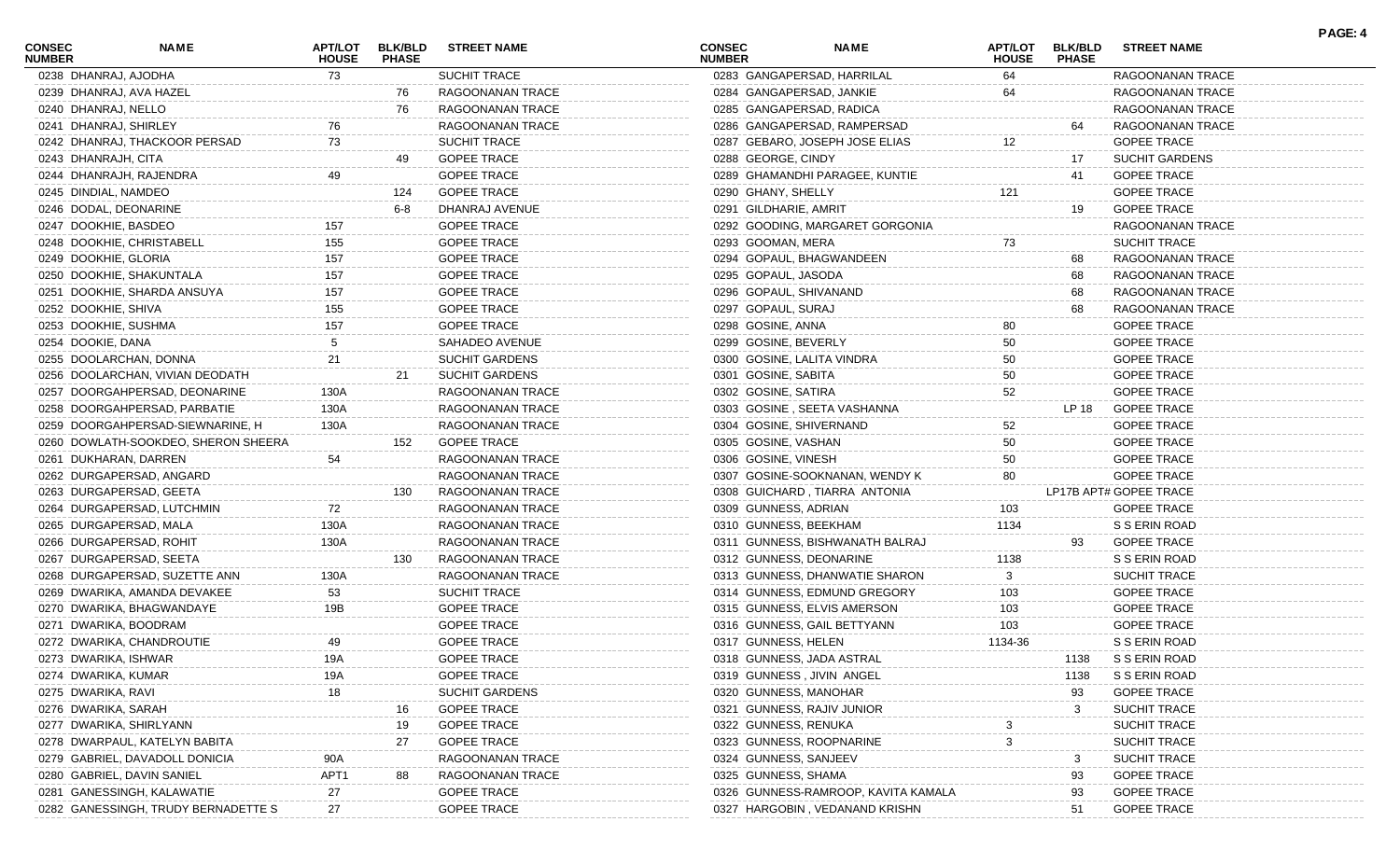| CONSEC NUMBER | NAME | APT/LOT HOUSE | BLK/BLD PHASE | STREET NAME |
|---|---|---|---|---|
| 0238 | DHANRAJ, AJODHA | 73 | | SUCHIT TRACE |
| 0239 | DHANRAJ, AVA HAZEL | | 76 | RAGOONANAN TRACE |
| 0240 | DHANRAJ, NELLO | | 76 | RAGOONANAN TRACE |
| 0241 | DHANRAJ, SHIRLEY | 76 | | RAGOONANAN TRACE |
| 0242 | DHANRAJ, THACKOOR PERSAD | 73 | | SUCHIT TRACE |
| 0243 | DHANRAJH, CITA | | 49 | GOPEE TRACE |
| 0244 | DHANRAJH, RAJENDRA | 49 | | GOPEE TRACE |
| 0245 | DINDIAL, NAMDEO | | 124 | GOPEE TRACE |
| 0246 | DODAL, DEONARINE | | 6-8 | DHANRAJ AVENUE |
| 0247 | DOOKHIE, BASDEO | 157 | | GOPEE TRACE |
| 0248 | DOOKHIE, CHRISTABELL | 155 | | GOPEE TRACE |
| 0249 | DOOKHIE, GLORIA | 157 | | GOPEE TRACE |
| 0250 | DOOKHIE, SHAKUNTALA | 157 | | GOPEE TRACE |
| 0251 | DOOKHIE, SHARDA ANSUYA | 157 | | GOPEE TRACE |
| 0252 | DOOKHIE, SHIVA | 155 | | GOPEE TRACE |
| 0253 | DOOKHIE, SUSHMA | 157 | | GOPEE TRACE |
| 0254 | DOOKIE, DANA | 5 | | SAHADEO AVENUE |
| 0255 | DOOLARCHAN, DONNA | 21 | | SUCHIT GARDENS |
| 0256 | DOOLARCHAN, VIVIAN DEODATH | | 21 | SUCHIT GARDENS |
| 0257 | DOORGAHPERSAD, DEONARINE | 130A | | RAGOONANAN TRACE |
| 0258 | DOORGAHPERSAD, PARBATIE | 130A | | RAGOONANAN TRACE |
| 0259 | DOORGAHPERSAD-SIEWNARINE, H | 130A | | RAGOONANAN TRACE |
| 0260 | DOWLATH-SOOKDEO, SHERON SHEERA | | 152 | GOPEE TRACE |
| 0261 | DUKHARAN, DARREN | 54 | | RAGOONANAN TRACE |
| 0262 | DURGAPERSAD, ANGARD | | | RAGOONANAN TRACE |
| 0263 | DURGAPERSAD, GEETA | | 130 | RAGOONANAN TRACE |
| 0264 | DURGAPERSAD, LUTCHMIN | 72 | | RAGOONANAN TRACE |
| 0265 | DURGAPERSAD, MALA | 130A | | RAGOONANAN TRACE |
| 0266 | DURGAPERSAD, ROHIT | 130A | | RAGOONANAN TRACE |
| 0267 | DURGAPERSAD, SEETA | | 130 | RAGOONANAN TRACE |
| 0268 | DURGAPERSAD, SUZETTE ANN | 130A | | RAGOONANAN TRACE |
| 0269 | DWARIKA, AMANDA DEVAKEE | 53 | | SUCHIT TRACE |
| 0270 | DWARIKA, BHAGWANDAYE | 19B | | GOPEE TRACE |
| 0271 | DWARIKA, BOODRAM | | | GOPEE TRACE |
| 0272 | DWARIKA, CHANDROUTIE | 49 | | GOPEE TRACE |
| 0273 | DWARIKA, ISHWAR | 19A | | GOPEE TRACE |
| 0274 | DWARIKA, KUMAR | 19A | | GOPEE TRACE |
| 0275 | DWARIKA, RAVI | 18 | | SUCHIT GARDENS |
| 0276 | DWARIKA, SARAH | | 16 | GOPEE TRACE |
| 0277 | DWARIKA, SHIRLYANN | | 19 | GOPEE TRACE |
| 0278 | DWARPAUL, KATELYN BABITA | | 27 | GOPEE TRACE |
| 0279 | GABRIEL, DAVADOLL DONICIA | 90A | | RAGOONANAN TRACE |
| 0280 | GABRIEL, DAVIN SANIEL | APT1 | 88 | RAGOONANAN TRACE |
| 0281 | GANESSINGH, KALAWATIE | 27 | | GOPEE TRACE |
| 0282 | GANESSINGH, TRUDY BERNADETTE S | 27 | | GOPEE TRACE |
| 0283 | GANGAPERSAD, HARRILAL | 64 | | RAGOONANAN TRACE |
| 0284 | GANGAPERSAD, JANKIE | 64 | | RAGOONANAN TRACE |
| 0285 | GANGAPERSAD, RADICA | | | RAGOONANAN TRACE |
| 0286 | GANGAPERSAD, RAMPERSAD | | 64 | RAGOONANAN TRACE |
| 0287 | GEBARO, JOSEPH JOSE ELIAS | 12 | | GOPEE TRACE |
| 0288 | GEORGE, CINDY | | 17 | SUCHIT GARDENS |
| 0289 | GHAMANDHI PARAGEE, KUNTIE | | 41 | GOPEE TRACE |
| 0290 | GHANY, SHELLY | 121 | | GOPEE TRACE |
| 0291 | GILDHARIE, AMRIT | | 19 | GOPEE TRACE |
| 0292 | GOODING, MARGARET GORGONIA | | | RAGOONANAN TRACE |
| 0293 | GOOMAN, MERA | 73 | | SUCHIT TRACE |
| 0294 | GOPAUL, BHAGWANDEEN | | 68 | RAGOONANAN TRACE |
| 0295 | GOPAUL, JASODA | | 68 | RAGOONANAN TRACE |
| 0296 | GOPAUL, SHIVANAND | | 68 | RAGOONANAN TRACE |
| 0297 | GOPAUL, SURAJ | | 68 | RAGOONANAN TRACE |
| 0298 | GOSINE, ANNA | 80 | | GOPEE TRACE |
| 0299 | GOSINE, BEVERLY | 50 | | GOPEE TRACE |
| 0300 | GOSINE, LALITA VINDRA | 50 | | GOPEE TRACE |
| 0301 | GOSINE, SABITA | 50 | | GOPEE TRACE |
| 0302 | GOSINE, SATIRA | 52 | | GOPEE TRACE |
| 0303 | GOSINE , SEETA VASHANNA | | LP 18 | GOPEE TRACE |
| 0304 | GOSINE, SHIVERNAND | 52 | | GOPEE TRACE |
| 0305 | GOSINE, VASHAN | 50 | | GOPEE TRACE |
| 0306 | GOSINE, VINESH | 50 | | GOPEE TRACE |
| 0307 | GOSINE-SOOKNANAN, WENDY K | 80 | | GOPEE TRACE |
| 0308 | GUICHARD , TIARRA ANTONIA | | LP17B APT# | GOPEE TRACE |
| 0309 | GUNNESS, ADRIAN | 103 | | GOPEE TRACE |
| 0310 | GUNNESS, BEEKHAM | 1134 | | S S ERIN ROAD |
| 0311 | GUNNESS, BISHWANATH BALRAJ | | 93 | GOPEE TRACE |
| 0312 | GUNNESS, DEONARINE | 1138 | | S S ERIN ROAD |
| 0313 | GUNNESS, DHANWATIE SHARON | 3 | | SUCHIT TRACE |
| 0314 | GUNNESS, EDMUND GREGORY | 103 | | GOPEE TRACE |
| 0315 | GUNNESS, ELVIS AMERSON | 103 | | GOPEE TRACE |
| 0316 | GUNNESS, GAIL BETTYANN | 103 | | GOPEE TRACE |
| 0317 | GUNNESS, HELEN | 1134-36 | | S S ERIN ROAD |
| 0318 | GUNNESS, JADA ASTRAL | | 1138 | S S ERIN ROAD |
| 0319 | GUNNESS , JIVIN ANGEL | | 1138 | S S ERIN ROAD |
| 0320 | GUNNESS, MANOHAR | | 93 | GOPEE TRACE |
| 0321 | GUNNESS, RAJIV JUNIOR | | 3 | SUCHIT TRACE |
| 0322 | GUNNESS, RENUKA | 3 | | SUCHIT TRACE |
| 0323 | GUNNESS, ROOPNARINE | 3 | | SUCHIT TRACE |
| 0324 | GUNNESS, SANJEEV | | 3 | SUCHIT TRACE |
| 0325 | GUNNESS, SHAMA | | 93 | GOPEE TRACE |
| 0326 | GUNNESS-RAMROOP, KAVITA KAMALA | | 93 | GOPEE TRACE |
| 0327 | HARGOBIN , VEDANAND KRISHN | | 51 | GOPEE TRACE |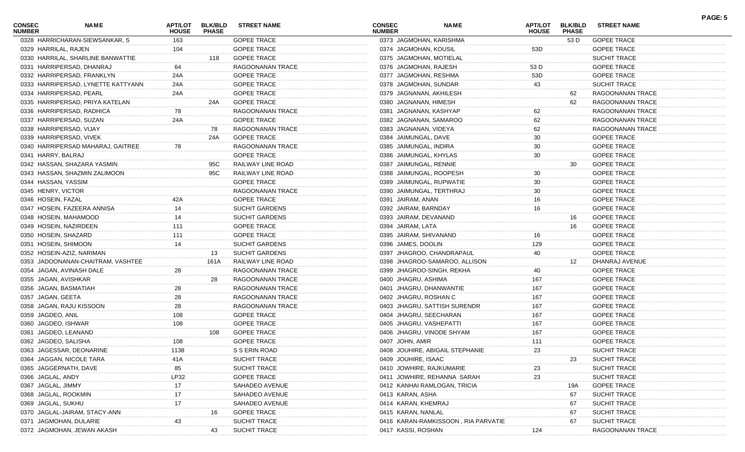| CONSEC NUMBER | NAME | APT/LOT HOUSE | BLK/BLD PHASE | STREET NAME |
|---|---|---|---|---|
| 0328 | HARRICHARAN-SIEWSANKAR, S | 163 | | GOPEE TRACE |
| 0329 | HARRILAL, RAJEN | 104 | | GOPEE TRACE |
| 0330 | HARRILAL, SHARLINE BANWATTIE | | 118 | GOPEE TRACE |
| 0331 | HARRIPERSAD, DHANRAJ | 64 | | RAGOONANAN TRACE |
| 0332 | HARRIPERSAD, FRANKLYN | 24A | | GOPEE TRACE |
| 0333 | HARRIPERSAD, LYNETTE KATTYANN | 24A | | GOPEE TRACE |
| 0334 | HARRIPERSAD, PEARL | 24A | | GOPEE TRACE |
| 0335 | HARRIPERSAD, PRIYA KATELAN | | 24A | GOPEE TRACE |
| 0336 | HARRIPERSAD, RADHICA | 78 | | RAGOONANAN TRACE |
| 0337 | HARRIPERSAD, SUZAN | 24A | | GOPEE TRACE |
| 0338 | HARRIPERSAD, VIJAY | | 78 | RAGOONANAN TRACE |
| 0339 | HARRIPERSAD, VIVEK | | 24A | GOPEE TRACE |
| 0340 | HARRIPERSAD MAHARAJ, GAITREE | 78 | | RAGOONANAN TRACE |
| 0341 | HARRY, BALRAJ | | | GOPEE TRACE |
| 0342 | HASSAN, SHAZARA YASMIN | | 95C | RAILWAY LINE ROAD |
| 0343 | HASSAN, SHAZMIN ZALIMOON | | 95C | RAILWAY LINE ROAD |
| 0344 | HASSAN, YASSIM | | | GOPEE TRACE |
| 0345 | HENRY, VICTOR | | | RAGOONANAN TRACE |
| 0346 | HOSEIN, FAZAL | 42A | | GOPEE TRACE |
| 0347 | HOSEIN, FAZEERA ANNISA | 14 | | SUCHIT GARDENS |
| 0348 | HOSEIN, MAHAMOOD | 14 | | SUCHIT GARDENS |
| 0349 | HOSEIN, NAZIRDEEN | 111 | | GOPEE TRACE |
| 0350 | HOSEIN, SHAZARD | 111 | | GOPEE TRACE |
| 0351 | HOSEIN, SHIMOON | 14 | | SUCHIT GARDENS |
| 0352 | HOSEIN-AZIZ, NARIMAN | | 13 | SUCHIT GARDENS |
| 0353 | JADOONANAN-CHAITRAM, VASHTEE | | 161A | RAILWAY LINE ROAD |
| 0354 | JAGAN, AVINASH DALE | 28 | | RAGOONANAN TRACE |
| 0355 | JAGAN, AVISHKAR | | 28 | RAGOONANAN TRACE |
| 0356 | JAGAN, BASMATIAH | 28 | | RAGOONANAN TRACE |
| 0357 | JAGAN, GEETA | 28 | | RAGOONANAN TRACE |
| 0358 | JAGAN, RAJU KISSOON | 28 | | RAGOONANAN TRACE |
| 0359 | JAGDEO, ANIL | 108 | | GOPEE TRACE |
| 0360 | JAGDEO, ISHWAR | 108 | | GOPEE TRACE |
| 0361 | JAGDEO, LEANAND | | 108 | GOPEE TRACE |
| 0362 | JAGDEO, SALISHA | 108 | | GOPEE TRACE |
| 0363 | JAGESSAR, DEONARINE | 1138 | | S S ERIN ROAD |
| 0364 | JAGGAN, NICOLE TARA | 41A | | SUCHIT TRACE |
| 0365 | JAGGERNATH, DAVE | 85 | | SUCHIT TRACE |
| 0366 | JAGLAL, ANDY | LP32 | | GOPEE TRACE |
| 0367 | JAGLAL, JIMMY | 17 | | SAHADEO AVENUE |
| 0368 | JAGLAL, ROOKMIN | 17 | | SAHADEO AVENUE |
| 0369 | JAGLAL, SUKHU | 17 | | SAHADEO AVENUE |
| 0370 | JAGLAL-JAIRAM, STACY-ANN | | 16 | GOPEE TRACE |
| 0371 | JAGMOHAN, DULARIE | 43 | | SUCHIT TRACE |
| 0372 | JAGMOHAN, JEWAN AKASH | | 43 | SUCHIT TRACE |
| 0373 | JAGMOHAN, KARISHMA | | 53 D | GOPEE TRACE |
| 0374 | JAGMOHAN, KOUSIL | 53D | | GOPEE TRACE |
| 0375 | JAGMOHAN, MOTIELAL | | | SUCHIT TRACE |
| 0376 | JAGMOHAN, RAJESH | 53 D | | GOPEE TRACE |
| 0377 | JAGMOHAN, RESHMA | 53D | | GOPEE TRACE |
| 0378 | JAGMOHAN, SUNDAR | 43 | | SUCHIT TRACE |
| 0379 | JAGNANAN, AKHILESH | | 62 | RAGOONANAN TRACE |
| 0380 | JAGNANAN, HIMESH | | 62 | RAGOONANAN TRACE |
| 0381 | JAGNANAN, KASHYAP | 62 | | RAGOONANAN TRACE |
| 0382 | JAGNANAN, SAMAROO | 62 | | RAGOONANAN TRACE |
| 0383 | JAGNANAN, VIDEYA | 62 | | RAGOONANAN TRACE |
| 0384 | JAIMUNGAL, DAVE | 30 | | GOPEE TRACE |
| 0385 | JAIMUNGAL, INDIRA | 30 | | GOPEE TRACE |
| 0386 | JAIMUNGAL, KHYLAS | 30 | | GOPEE TRACE |
| 0387 | JAIMUNGAL, RENNIE | | 30 | GOPEE TRACE |
| 0388 | JAIMUNGAL, ROOPESH | 30 | | GOPEE TRACE |
| 0389 | JAIMUNGAL, RUPWATIE | 30 | | GOPEE TRACE |
| 0390 | JAIMUNGAL, TERTHRAJ | 30 | | GOPEE TRACE |
| 0391 | JAIRAM, ANAN | 16 | | GOPEE TRACE |
| 0392 | JAIRAM, BARNDAY | 16 | | GOPEE TRACE |
| 0393 | JAIRAM, DEVANAND | | 16 | GOPEE TRACE |
| 0394 | JAIRAM, LATA | | 16 | GOPEE TRACE |
| 0395 | JAIRAM, SHIVANAND | 16 | | GOPEE TRACE |
| 0396 | JAMES, DOOLIN | 129 | | GOPEE TRACE |
| 0397 | JHAGROO, CHANDRAPAUL | 40 | | GOPEE TRACE |
| 0398 | JHAGROO-SAMAROO, ALLISON | | 12 | DHANRAJ AVENUE |
| 0399 | JHAGROO-SINGH, REKHA | 40 | | GOPEE TRACE |
| 0400 | JHAGRU, ASHIMA | 167 | | GOPEE TRACE |
| 0401 | JHAGRU, DHANWANTIE | 167 | | GOPEE TRACE |
| 0402 | JHAGRU, ROSHAN C | 167 | | GOPEE TRACE |
| 0403 | JHAGRU, SATTISH SURENDR | 167 | | GOPEE TRACE |
| 0404 | JHAGRU, SEECHARAN | 167 | | GOPEE TRACE |
| 0405 | JHAGRU, VASHEPATTI | 167 | | GOPEE TRACE |
| 0406 | JHAGRU, VINODE SHYAM | 167 | | GOPEE TRACE |
| 0407 | JOHN, AMIR | 111 | | GOPEE TRACE |
| 0408 | JOUHIRE, ABIGAIL STEPHANIE | 23 | | SUCHIT TRACE |
| 0409 | JOUHIRE, ISAAC | | 23 | SUCHIT TRACE |
| 0410 | JOWHIRE, RAJKUMARIE | 23 | | SUCHIT TRACE |
| 0411 | JOWHIRE, REHANNA SARAH | 23 | | SUCHIT TRACE |
| 0412 | KANHAI RAMLOGAN, TRICIA | | 19A | GOPEE TRACE |
| 0413 | KARAN, ASHA | | 67 | SUCHIT TRACE |
| 0414 | KARAN, KHEMRAJ | | 67 | SUCHIT TRACE |
| 0415 | KARAN, NANLAL | | 67 | SUCHIT TRACE |
| 0416 | KARAN-RAMKISSOON , RIA PARVATIE | | 67 | SUCHIT TRACE |
| 0417 | KASSI, ROSHAN | 124 | | RAGOONANAN TRACE |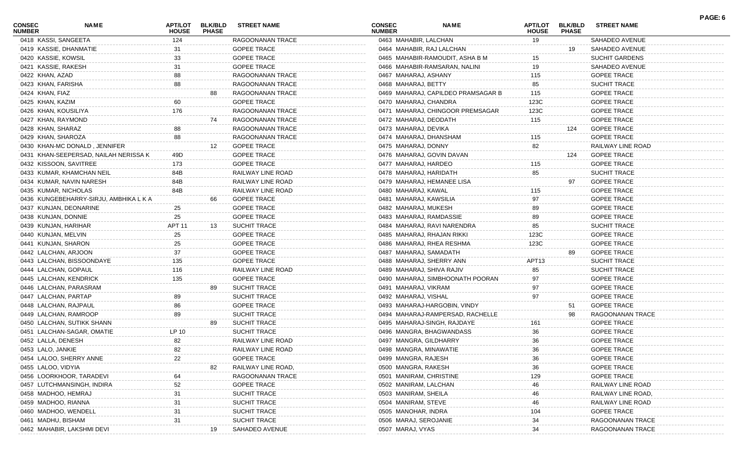| CONSEC NUMBER | NAME | APT/LOT HOUSE | BLK/BLD PHASE | STREET NAME |
|---|---|---|---|---|
| 0418 | KASSI, SANGEETA | 124 | | RAGOONANAN TRACE |
| 0419 | KASSIE, DHANMATIE | 31 | | GOPEE TRACE |
| 0420 | KASSIE, KOWSIL | 33 | | GOPEE TRACE |
| 0421 | KASSIE, RAKESH | 31 | | GOPEE TRACE |
| 0422 | KHAN, AZAD | 88 | | RAGOONANAN TRACE |
| 0423 | KHAN, FARISHA | 88 | | RAGOONANAN TRACE |
| 0424 | KHAN, FIAZ | | 88 | RAGOONANAN TRACE |
| 0425 | KHAN, KAZIM | 60 | | GOPEE TRACE |
| 0426 | KHAN, KOUSILIYA | 176 | | RAGOONANAN TRACE |
| 0427 | KHAN, RAYMOND | | 74 | RAGOONANAN TRACE |
| 0428 | KHAN, SHARAZ | 88 | | RAGOONANAN TRACE |
| 0429 | KHAN, SHAROZA | 88 | | RAGOONANAN TRACE |
| 0430 | KHAN-MC DONALD , JENNIFER | | 12 | GOPEE TRACE |
| 0431 | KHAN-SEEPERSAD, NAILAH NERISSA K | 49D | | GOPEE TRACE |
| 0432 | KISSOON, SAVITREE | 173 | | GOPEE TRACE |
| 0433 | KUMAR, KHAMCHAN NEIL | 84B | | RAILWAY LINE ROAD |
| 0434 | KUMAR, NAVIN NARESH | 84B | | RAILWAY LINE ROAD |
| 0435 | KUMAR, NICHOLAS | 84B | | RAILWAY LINE ROAD |
| 0436 | KUNGEBEHARRY-SIRJU, AMBHIKA L K A | | 66 | GOPEE TRACE |
| 0437 | KUNJAN, DEONARINE | 25 | | GOPEE TRACE |
| 0438 | KUNJAN, DONNIE | 25 | | GOPEE TRACE |
| 0439 | KUNJAN, HARIHAR | APT 11 | 13 | SUCHIT TRACE |
| 0440 | KUNJAN, MELVIN | 25 | | GOPEE TRACE |
| 0441 | KUNJAN, SHARON | 25 | | GOPEE TRACE |
| 0442 | LALCHAN, ARJOON | 37 | | GOPEE TRACE |
| 0443 | LALCHAN, BISSOONDAYE | 135 | | GOPEE TRACE |
| 0444 | LALCHAN, GOPAUL | 116 | | RAILWAY LINE ROAD |
| 0445 | LALCHAN, KENDRICK | 135 | | GOPEE TRACE |
| 0446 | LALCHAN, PARASRAM | | 89 | SUCHIT TRACE |
| 0447 | LALCHAN, PARTAP | 89 | | SUCHIT TRACE |
| 0448 | LALCHAN, RAJPAUL | 86 | | GOPEE TRACE |
| 0449 | LALCHAN, RAMROOP | 89 | | SUCHIT TRACE |
| 0450 | LALCHAN, SUTIKK SHANN | | 89 | SUCHIT TRACE |
| 0451 | LALCHAN-SAGAR, OMATIE | LP 10 | | SUCHIT TRACE |
| 0452 | LALLA, DENESH | 82 | | RAILWAY LINE ROAD |
| 0453 | LALO, JANKIE | 82 | | RAILWAY LINE ROAD |
| 0454 | LALOO, SHERRY ANNE | 22 | | GOPEE TRACE |
| 0455 | LALOO, VIDYIA | | 82 | RAILWAY LINE ROAD, |
| 0456 | LOORKHOOR, TARADEVI | 64 | | RAGOONANAN TRACE |
| 0457 | LUTCHMANSINGH, INDIRA | 52 | | GOPEE TRACE |
| 0458 | MADHOO, HEMRAJ | 31 | | SUCHIT TRACE |
| 0459 | MADHOO, RIANNA | 31 | | SUCHIT TRACE |
| 0460 | MADHOO, WENDELL | 31 | | SUCHIT TRACE |
| 0461 | MADHU, BISHAM | 31 | | SUCHIT TRACE |
| 0462 | MAHABIR, LAKSHMI DEVI | | 19 | SAHADEO AVENUE |
| 0463 | MAHABIR, LALCHAN | 19 | | SAHADEO AVENUE |
| 0464 | MAHABIR, RAJ LALCHAN | | 19 | SAHADEO AVENUE |
| 0465 | MAHABIR-RAMOUDIT, ASHA B M | 15 | | SUCHIT GARDENS |
| 0466 | MAHABIR-RAMSARAN, NALINI | 19 | | SAHADEO AVENUE |
| 0467 | MAHARAJ, ASHANY | 115 | | GOPEE TRACE |
| 0468 | MAHARAJ, BETTY | 85 | | SUCHIT TRACE |
| 0469 | MAHARAJ, CAPILDEO PRAMSAGAR B | 115 | | GOPEE TRACE |
| 0470 | MAHARAJ, CHANDRA | 123C | | GOPEE TRACE |
| 0471 | MAHARAJ, CHINGOOR PREMSAGAR | 123C | | GOPEE TRACE |
| 0472 | MAHARAJ, DEODATH | 115 | | GOPEE TRACE |
| 0473 | MAHARAJ, DEVIKA | | 124 | GOPEE TRACE |
| 0474 | MAHARAJ, DHANSHAM | 115 | | GOPEE TRACE |
| 0475 | MAHARAJ, DONNY | 82 | | RAILWAY LINE ROAD |
| 0476 | MAHARAJ, GOVIN DAVAN | | 124 | GOPEE TRACE |
| 0477 | MAHARAJ, HARDEO | 115 | | GOPEE TRACE |
| 0478 | MAHARAJ, HARIDATH | 85 | | SUCHIT TRACE |
| 0479 | MAHARAJ, HEMANEE LISA | | 97 | GOPEE TRACE |
| 0480 | MAHARAJ, KAWAL | 115 | | GOPEE TRACE |
| 0481 | MAHARAJ, KAWSILIA | 97 | | GOPEE TRACE |
| 0482 | MAHARAJ, MUKESH | 89 | | GOPEE TRACE |
| 0483 | MAHARAJ, RAMDASSIE | 89 | | GOPEE TRACE |
| 0484 | MAHARAJ, RAVI NARENDRA | 85 | | SUCHIT TRACE |
| 0485 | MAHARAJ, RHAJAN RIKKI | 123C | | GOPEE TRACE |
| 0486 | MAHARAJ, RHEA RESHMA | 123C | | GOPEE TRACE |
| 0487 | MAHARAJ, SAMADATH | | 89 | GOPEE TRACE |
| 0488 | MAHARAJ, SHERRY ANN | APT13 | | SUCHIT TRACE |
| 0489 | MAHARAJ, SHIVA RAJIV | 85 | | SUCHIT TRACE |
| 0490 | MAHARAJ, SIMBHOONATH POORAN | 97 | | GOPEE TRACE |
| 0491 | MAHARAJ, VIKRAM | 97 | | GOPEE TRACE |
| 0492 | MAHARAJ, VISHAL | 97 | | GOPEE TRACE |
| 0493 | MAHARAJ-HARGOBIN, VINDY | | 51 | GOPEE TRACE |
| 0494 | MAHARAJ-RAMPERSAD, RACHELLE | | 98 | RAGOONANAN TRACE |
| 0495 | MAHARAJ-SINGH, RAJDAYE | 161 | | GOPEE TRACE |
| 0496 | MANGRA, BHAGWANDASS | 36 | | GOPEE TRACE |
| 0497 | MANGRA, GILDHARRY | 36 | | GOPEE TRACE |
| 0498 | MANGRA, MINAWATIE | 36 | | GOPEE TRACE |
| 0499 | MANGRA, RAJESH | 36 | | GOPEE TRACE |
| 0500 | MANGRA, RAKESH | 36 | | GOPEE TRACE |
| 0501 | MANIRAM, CHRISTINE | 129 | | GOPEE TRACE |
| 0502 | MANIRAM, LALCHAN | 46 | | RAILWAY LINE ROAD |
| 0503 | MANIRAM, SHEILA | 46 | | RAILWAY LINE ROAD, |
| 0504 | MANIRAM, STEVE | 46 | | RAILWAY LINE ROAD |
| 0505 | MANOHAR, INDRA | 104 | | GOPEE TRACE |
| 0506 | MARAJ, SEROJANIE | 34 | | RAGOONANAN TRACE |
| 0507 | MARAJ, VYAS | 34 | | RAGOONANAN TRACE |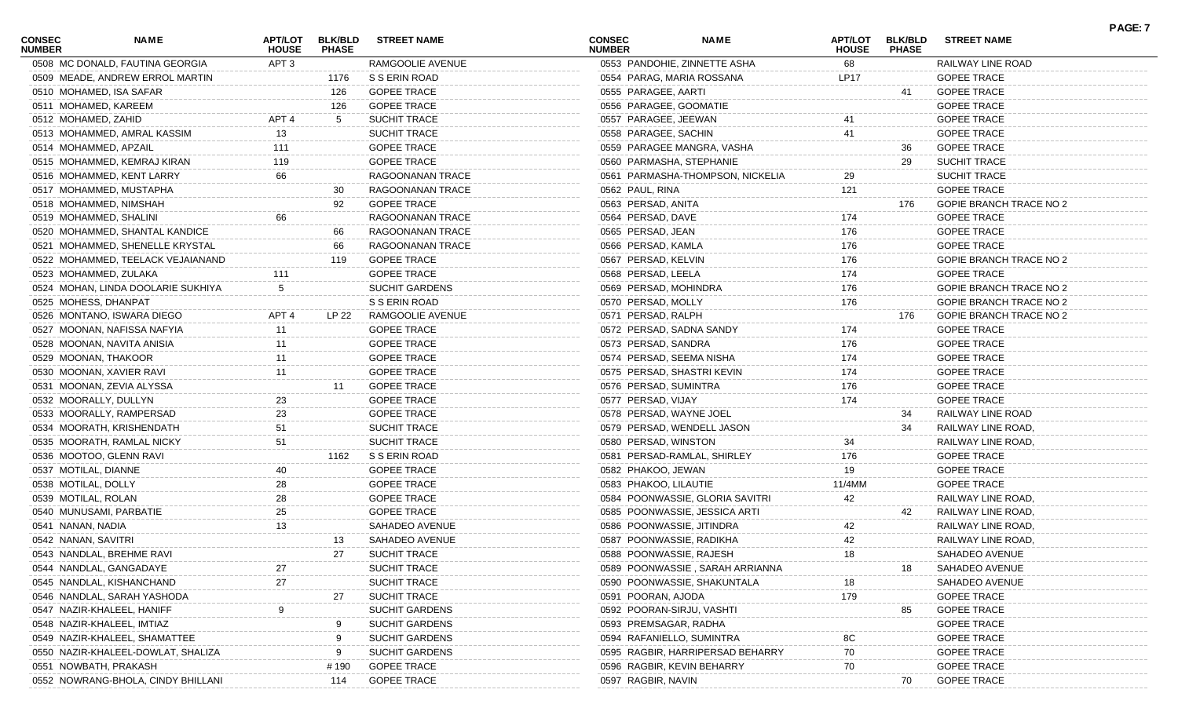| CONSEC NUMBER | NAME | APT/LOT HOUSE | BLK/BLD PHASE | STREET NAME |
|---|---|---|---|---|
| 0508 | MC DONALD, FAUTINA GEORGIA | APT 3 | | RAMGOOLIE AVENUE |
| 0509 | MEADE, ANDREW ERROL MARTIN | | 1176 | S S ERIN ROAD |
| 0510 | MOHAMED, ISA SAFAR | | 126 | GOPEE TRACE |
| 0511 | MOHAMED, KAREEM | | 126 | GOPEE TRACE |
| 0512 | MOHAMED, ZAHID | APT 4 | 5 | SUCHIT TRACE |
| 0513 | MOHAMMED, AMRAL KASSIM | 13 | | SUCHIT TRACE |
| 0514 | MOHAMMED, APZAIL | 111 | | GOPEE TRACE |
| 0515 | MOHAMMED, KEMRAJ KIRAN | 119 | | GOPEE TRACE |
| 0516 | MOHAMMED, KENT LARRY | 66 | | RAGOONANAN TRACE |
| 0517 | MOHAMMED, MUSTAPHA | | 30 | RAGOONANAN TRACE |
| 0518 | MOHAMMED, NIMSHAH | | 92 | GOPEE TRACE |
| 0519 | MOHAMMED, SHALINI | 66 | | RAGOONANAN TRACE |
| 0520 | MOHAMMED, SHANTAL KANDICE | | 66 | RAGOONANAN TRACE |
| 0521 | MOHAMMED, SHENELLE KRYSTAL | | 66 | RAGOONANAN TRACE |
| 0522 | MOHAMMED, TEELACK VEJAIANAND | | 119 | GOPEE TRACE |
| 0523 | MOHAMMED, ZULAKA | 111 | | GOPEE TRACE |
| 0524 | MOHAN, LINDA DOOLARIE SUKHIYA | 5 | | SUCHIT GARDENS |
| 0525 | MOHESS, DHANPAT | | | S S ERIN ROAD |
| 0526 | MONTANO, ISWARA DIEGO | APT 4 | LP 22 | RAMGOOLIE AVENUE |
| 0527 | MOONAN, NAFISSA NAFYIA | 11 | | GOPEE TRACE |
| 0528 | MOONAN, NAVITA ANISIA | 11 | | GOPEE TRACE |
| 0529 | MOONAN, THAKOOR | 11 | | GOPEE TRACE |
| 0530 | MOONAN, XAVIER RAVI | 11 | | GOPEE TRACE |
| 0531 | MOONAN, ZEVIA ALYSSA | | 11 | GOPEE TRACE |
| 0532 | MOORALLY, DULLYN | 23 | | GOPEE TRACE |
| 0533 | MOORALLY, RAMPERSAD | 23 | | GOPEE TRACE |
| 0534 | MOORATH, KRISHENDATH | 51 | | SUCHIT TRACE |
| 0535 | MOORATH, RAMLAL NICKY | 51 | | SUCHIT TRACE |
| 0536 | MOOTOO, GLENN RAVI | | 1162 | S S ERIN ROAD |
| 0537 | MOTILAL, DIANNE | 40 | | GOPEE TRACE |
| 0538 | MOTILAL, DOLLY | 28 | | GOPEE TRACE |
| 0539 | MOTILAL, ROLAN | 28 | | GOPEE TRACE |
| 0540 | MUNUSAMI, PARBATIE | 25 | | GOPEE TRACE |
| 0541 | NANAN, NADIA | 13 | | SAHADEO AVENUE |
| 0542 | NANAN, SAVITRI | | 13 | SAHADEO AVENUE |
| 0543 | NANDLAL, BREHME RAVI | | 27 | SUCHIT TRACE |
| 0544 | NANDLAL, GANGADAYE | 27 | | SUCHIT TRACE |
| 0545 | NANDLAL, KISHANCHAND | 27 | | SUCHIT TRACE |
| 0546 | NANDLAL, SARAH YASHODA | | 27 | SUCHIT TRACE |
| 0547 | NAZIR-KHALEEL, HANIFF | 9 | | SUCHIT GARDENS |
| 0548 | NAZIR-KHALEEL, IMTIAZ | | 9 | SUCHIT GARDENS |
| 0549 | NAZIR-KHALEEL, SHAMATTEE | | 9 | SUCHIT GARDENS |
| 0550 | NAZIR-KHALEEL-DOWLAT, SHALIZA | | 9 | SUCHIT GARDENS |
| 0551 | NOWBATH, PRAKASH | | # 190 | GOPEE TRACE |
| 0552 | NOWRANG-BHOLA, CINDY BHILLANI | | 114 | GOPEE TRACE |
| 0553 | PANDOHIE, ZINNETTE ASHA | 68 | | RAILWAY LINE ROAD |
| 0554 | PARAG, MARIA ROSSANA | LP17 | | GOPEE TRACE |
| 0555 | PARAGEE, AARTI | | 41 | GOPEE TRACE |
| 0556 | PARAGEE, GOOMATIE | | | GOPEE TRACE |
| 0557 | PARAGEE, JEEWAN | 41 | | GOPEE TRACE |
| 0558 | PARAGEE, SACHIN | 41 | | GOPEE TRACE |
| 0559 | PARAGEE MANGRA, VASHA | | 36 | GOPEE TRACE |
| 0560 | PARMASHA, STEPHANIE | | 29 | SUCHIT TRACE |
| 0561 | PARMASHA-THOMPSON, NICKELIA | 29 | | SUCHIT TRACE |
| 0562 | PAUL, RINA | 121 | | GOPEE TRACE |
| 0563 | PERSAD, ANITA | | 176 | GOPIE BRANCH TRACE NO 2 |
| 0564 | PERSAD, DAVE | 174 | | GOPEE TRACE |
| 0565 | PERSAD, JEAN | 176 | | GOPEE TRACE |
| 0566 | PERSAD, KAMLA | 176 | | GOPEE TRACE |
| 0567 | PERSAD, KELVIN | 176 | | GOPIE BRANCH TRACE NO 2 |
| 0568 | PERSAD, LEELA | 174 | | GOPEE TRACE |
| 0569 | PERSAD, MOHINDRA | 176 | | GOPIE BRANCH TRACE NO 2 |
| 0570 | PERSAD, MOLLY | 176 | | GOPIE BRANCH TRACE NO 2 |
| 0571 | PERSAD, RALPH | | 176 | GOPIE BRANCH TRACE NO 2 |
| 0572 | PERSAD, SADNA SANDY | 174 | | GOPEE TRACE |
| 0573 | PERSAD, SANDRA | 176 | | GOPEE TRACE |
| 0574 | PERSAD, SEEMA NISHA | 174 | | GOPEE TRACE |
| 0575 | PERSAD, SHASTRI KEVIN | 174 | | GOPEE TRACE |
| 0576 | PERSAD, SUMINTRA | 176 | | GOPEE TRACE |
| 0577 | PERSAD, VIJAY | 174 | | GOPEE TRACE |
| 0578 | PERSAD, WAYNE JOEL | | 34 | RAILWAY LINE ROAD |
| 0579 | PERSAD, WENDELL JASON | | 34 | RAILWAY LINE ROAD, |
| 0580 | PERSAD, WINSTON | 34 | | RAILWAY LINE ROAD, |
| 0581 | PERSAD-RAMLAL, SHIRLEY | 176 | | GOPEE TRACE |
| 0582 | PHAKOO, JEWAN | 19 | | GOPEE TRACE |
| 0583 | PHAKOO, LILAUTIE | 11/4MM | | GOPEE TRACE |
| 0584 | POONWASSIE, GLORIA SAVITRI | 42 | | RAILWAY LINE ROAD, |
| 0585 | POONWASSIE, JESSICA ARTI | | 42 | RAILWAY LINE ROAD, |
| 0586 | POONWASSIE, JITINDRA | 42 | | RAILWAY LINE ROAD, |
| 0587 | POONWASSIE, RADIKHA | 42 | | RAILWAY LINE ROAD, |
| 0588 | POONWASSIE, RAJESH | 18 | | SAHADEO AVENUE |
| 0589 | POONWASSIE , SARAH ARRIANNA | | 18 | SAHADEO AVENUE |
| 0590 | POONWASSIE, SHAKUNTALA | 18 | | SAHADEO AVENUE |
| 0591 | POORAN, AJODA | 179 | | GOPEE TRACE |
| 0592 | POORAN-SIRJU, VASHTI | | 85 | GOPEE TRACE |
| 0593 | PREMSAGAR, RADHA | | | GOPEE TRACE |
| 0594 | RAFANIELLO, SUMINTRA | 8C | | GOPEE TRACE |
| 0595 | RAGBIR, HARRIPERSAD BEHARRY | 70 | | GOPEE TRACE |
| 0596 | RAGBIR, KEVIN BEHARRY | 70 | | GOPEE TRACE |
| 0597 | RAGBIR, NAVIN | | 70 | GOPEE TRACE |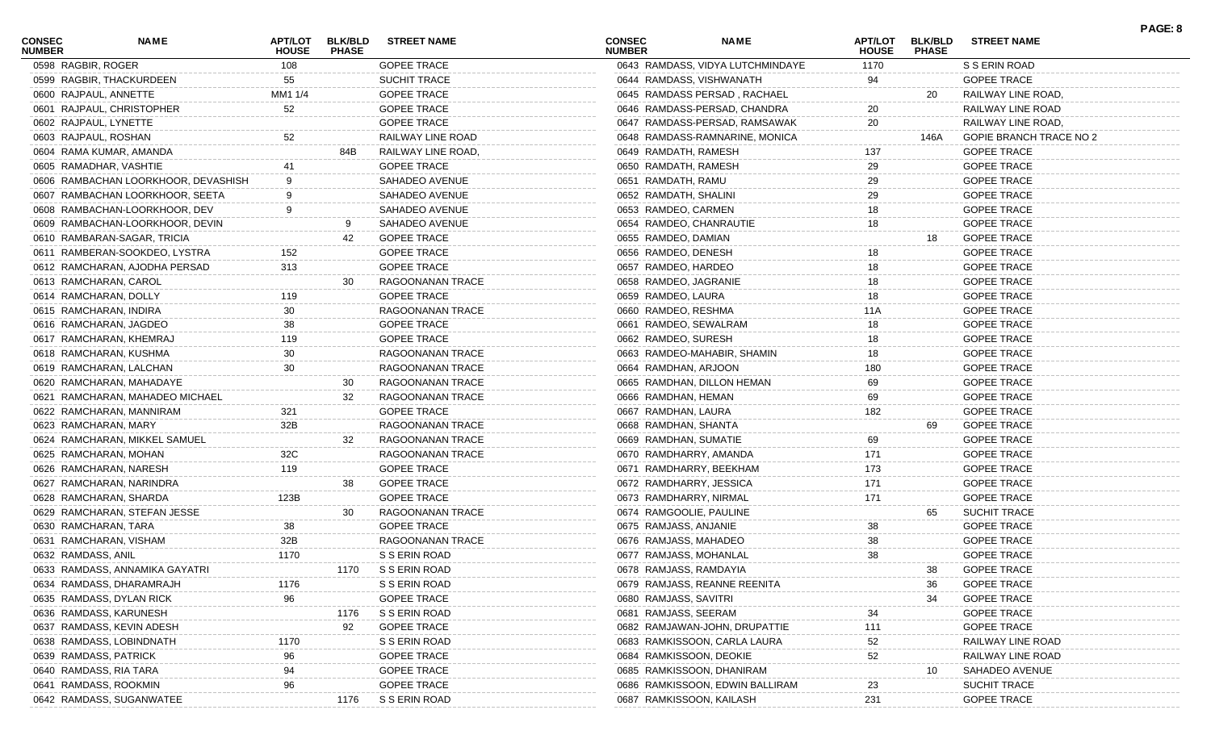| CONSEC NUMBER | NAME | APT/LOT HOUSE | BLK/BLD PHASE | STREET NAME |
|---|---|---|---|---|
| 0598 | RAGBIR, ROGER | 108 | | GOPEE TRACE |
| 0599 | RAGBIR, THACKURDEEN | 55 | | SUCHIT TRACE |
| 0600 | RAJPAUL, ANNETTE | MM1 1/4 | | GOPEE TRACE |
| 0601 | RAJPAUL, CHRISTOPHER | 52 | | GOPEE TRACE |
| 0602 | RAJPAUL, LYNETTE | | | GOPEE TRACE |
| 0603 | RAJPAUL, ROSHAN | 52 | | RAILWAY LINE ROAD |
| 0604 | RAMA KUMAR, AMANDA | | 84B | RAILWAY LINE ROAD, |
| 0605 | RAMADHAR, VASHTIE | 41 | | GOPEE TRACE |
| 0606 | RAMBACHAN LOORKHOOR, DEVASHISH | 9 | | SAHADEO AVENUE |
| 0607 | RAMBACHAN LOORKHOOR, SEETA | 9 | | SAHADEO AVENUE |
| 0608 | RAMBACHAN-LOORKHOOR, DEV | 9 | | SAHADEO AVENUE |
| 0609 | RAMBACHAN-LOORKHOOR, DEVIN | | 9 | SAHADEO AVENUE |
| 0610 | RAMBARAN-SAGAR, TRICIA | | 42 | GOPEE TRACE |
| 0611 | RAMBERAN-SOOKDEO, LYSTRA | 152 | | GOPEE TRACE |
| 0612 | RAMCHARAN, AJODHA PERSAD | 313 | | GOPEE TRACE |
| 0613 | RAMCHARAN, CAROL | | 30 | RAGOONANAN TRACE |
| 0614 | RAMCHARAN, DOLLY | 119 | | GOPEE TRACE |
| 0615 | RAMCHARAN, INDIRA | 30 | | RAGOONANAN TRACE |
| 0616 | RAMCHARAN, JAGDEO | 38 | | GOPEE TRACE |
| 0617 | RAMCHARAN, KHEMRAJ | 119 | | GOPEE TRACE |
| 0618 | RAMCHARAN, KUSHMA | 30 | | RAGOONANAN TRACE |
| 0619 | RAMCHARAN, LALCHAN | 30 | | RAGOONANAN TRACE |
| 0620 | RAMCHARAN, MAHADAYE | | 30 | RAGOONANAN TRACE |
| 0621 | RAMCHARAN, MAHADEO MICHAEL | | 32 | RAGOONANAN TRACE |
| 0622 | RAMCHARAN, MANNIRAM | 321 | | GOPEE TRACE |
| 0623 | RAMCHARAN, MARY | 32B | | RAGOONANAN TRACE |
| 0624 | RAMCHARAN, MIKKEL SAMUEL | | 32 | RAGOONANAN TRACE |
| 0625 | RAMCHARAN, MOHAN | 32C | | RAGOONANAN TRACE |
| 0626 | RAMCHARAN, NARESH | 119 | | GOPEE TRACE |
| 0627 | RAMCHARAN, NARINDRA | | 38 | GOPEE TRACE |
| 0628 | RAMCHARAN, SHARDA | 123B | | GOPEE TRACE |
| 0629 | RAMCHARAN, STEFAN JESSE | | 30 | RAGOONANAN TRACE |
| 0630 | RAMCHARAN, TARA | 38 | | GOPEE TRACE |
| 0631 | RAMCHARAN, VISHAM | 32B | | RAGOONANAN TRACE |
| 0632 | RAMDASS, ANIL | 1170 | | S S ERIN ROAD |
| 0633 | RAMDASS, ANNAMIKA GAYATRI | | 1170 | S S ERIN ROAD |
| 0634 | RAMDASS, DHARAMRAJH | 1176 | | S S ERIN ROAD |
| 0635 | RAMDASS, DYLAN RICK | 96 | | GOPEE TRACE |
| 0636 | RAMDASS, KARUNESH | | 1176 | S S ERIN ROAD |
| 0637 | RAMDASS, KEVIN ADESH | | 92 | GOPEE TRACE |
| 0638 | RAMDASS, LOBINDNATH | 1170 | | S S ERIN ROAD |
| 0639 | RAMDASS, PATRICK | 96 | | GOPEE TRACE |
| 0640 | RAMDASS, RIA TARA | 94 | | GOPEE TRACE |
| 0641 | RAMDASS, ROOKMIN | 96 | | GOPEE TRACE |
| 0642 | RAMDASS, SUGANWATEE | | 1176 | S S ERIN ROAD |
| 0643 | RAMDASS, VIDYA LUTCHMINDAYE | 1170 | | S S ERIN ROAD |
| 0644 | RAMDASS, VISHWANATH | 94 | | GOPEE TRACE |
| 0645 | RAMDASS PERSAD , RACHAEL | | 20 | RAILWAY LINE ROAD, |
| 0646 | RAMDASS-PERSAD, CHANDRA | 20 | | RAILWAY LINE ROAD |
| 0647 | RAMDASS-PERSAD, RAMSAWAK | 20 | | RAILWAY LINE ROAD, |
| 0648 | RAMDASS-RAMNARINE, MONICA | | 146A | GOPIE BRANCH TRACE NO 2 |
| 0649 | RAMDATH, RAMESH | 137 | | GOPEE TRACE |
| 0650 | RAMDATH, RAMESH | 29 | | GOPEE TRACE |
| 0651 | RAMDATH, RAMU | 29 | | GOPEE TRACE |
| 0652 | RAMDATH, SHALINI | 29 | | GOPEE TRACE |
| 0653 | RAMDEO, CARMEN | 18 | | GOPEE TRACE |
| 0654 | RAMDEO, CHANRAUTIE | 18 | | GOPEE TRACE |
| 0655 | RAMDEO, DAMIAN | | 18 | GOPEE TRACE |
| 0656 | RAMDEO, DENESH | 18 | | GOPEE TRACE |
| 0657 | RAMDEO, HARDEO | 18 | | GOPEE TRACE |
| 0658 | RAMDEO, JAGRANIE | 18 | | GOPEE TRACE |
| 0659 | RAMDEO, LAURA | 18 | | GOPEE TRACE |
| 0660 | RAMDEO, RESHMA | 11A | | GOPEE TRACE |
| 0661 | RAMDEO, SEWALRAM | 18 | | GOPEE TRACE |
| 0662 | RAMDEO, SURESH | 18 | | GOPEE TRACE |
| 0663 | RAMDEO-MAHABIR, SHAMIN | 18 | | GOPEE TRACE |
| 0664 | RAMDHAN, ARJOON | 180 | | GOPEE TRACE |
| 0665 | RAMDHAN, DILLON HEMAN | 69 | | GOPEE TRACE |
| 0666 | RAMDHAN, HEMAN | 69 | | GOPEE TRACE |
| 0667 | RAMDHAN, LAURA | 182 | | GOPEE TRACE |
| 0668 | RAMDHAN, SHANTA | | 69 | GOPEE TRACE |
| 0669 | RAMDHAN, SUMATIE | 69 | | GOPEE TRACE |
| 0670 | RAMDHARRY, AMANDA | 171 | | GOPEE TRACE |
| 0671 | RAMDHARRY, BEEKHAM | 173 | | GOPEE TRACE |
| 0672 | RAMDHARRY, JESSICA | 171 | | GOPEE TRACE |
| 0673 | RAMDHARRY, NIRMAL | 171 | | GOPEE TRACE |
| 0674 | RAMGOOLIE, PAULINE | | 65 | SUCHIT TRACE |
| 0675 | RAMJASS, ANJANIE | 38 | | GOPEE TRACE |
| 0676 | RAMJASS, MAHADEO | 38 | | GOPEE TRACE |
| 0677 | RAMJASS, MOHANLAL | 38 | | GOPEE TRACE |
| 0678 | RAMJASS, RAMDAYIA | | 38 | GOPEE TRACE |
| 0679 | RAMJASS, REANNE REENITA | | 36 | GOPEE TRACE |
| 0680 | RAMJASS, SAVITRI | | 34 | GOPEE TRACE |
| 0681 | RAMJASS, SEERAM | 34 | | GOPEE TRACE |
| 0682 | RAMJAWAN-JOHN, DRUPATTIE | 111 | | GOPEE TRACE |
| 0683 | RAMKISSOON, CARLA LAURA | 52 | | RAILWAY LINE ROAD |
| 0684 | RAMKISSOON, DEOKIE | 52 | | RAILWAY LINE ROAD |
| 0685 | RAMKISSOON, DHANIRAM | | 10 | SAHADEO AVENUE |
| 0686 | RAMKISSOON, EDWIN BALLIRAM | 23 | | SUCHIT TRACE |
| 0687 | RAMKISSOON, KAILASH | 231 | | GOPEE TRACE |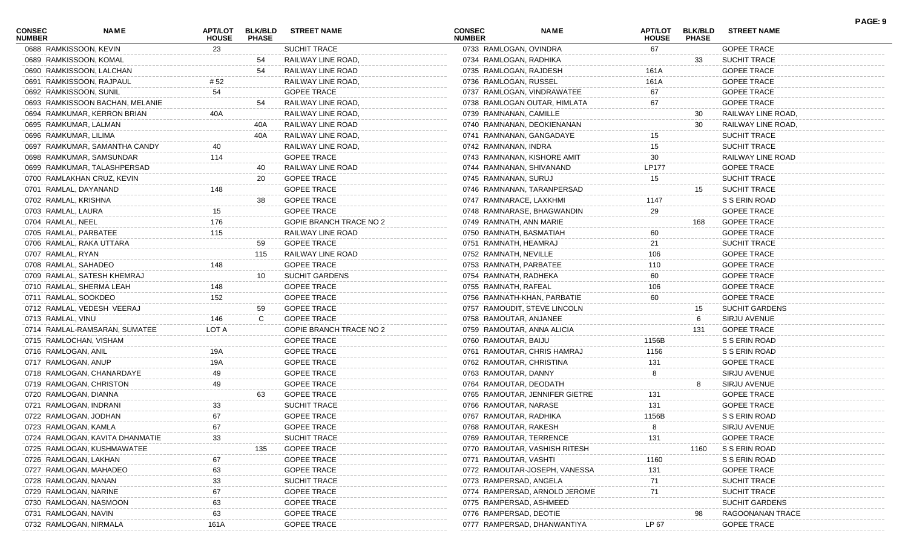| CONSEC NUMBER | NAME | APT/LOT HOUSE | BLK/BLD PHASE | STREET NAME |
|---|---|---|---|---|
| 0688 | RAMKISSOON, KEVIN | 23 | | SUCHIT TRACE |
| 0689 | RAMKISSOON, KOMAL | | 54 | RAILWAY LINE ROAD, |
| 0690 | RAMKISSOON, LALCHAN | | 54 | RAILWAY LINE ROAD |
| 0691 | RAMKISSOON, RAJPAUL | # 52 | | RAILWAY LINE ROAD, |
| 0692 | RAMKISSOON, SUNIL | 54 | | GOPEE TRACE |
| 0693 | RAMKISSOON BACHAN, MELANIE | | 54 | RAILWAY LINE ROAD, |
| 0694 | RAMKUMAR, KERRON BRIAN | 40A | | RAILWAY LINE ROAD, |
| 0695 | RAMKUMAR, LALMAN | | 40A | RAILWAY LINE ROAD |
| 0696 | RAMKUMAR, LILIMA | | 40A | RAILWAY LINE ROAD, |
| 0697 | RAMKUMAR, SAMANTHA CANDY | 40 | | RAILWAY LINE ROAD, |
| 0698 | RAMKUMAR, SAMSUNDAR | 114 | | GOPEE TRACE |
| 0699 | RAMKUMAR, TALASHPERSAD | | 40 | RAILWAY LINE ROAD |
| 0700 | RAMLAKHAN CRUZ, KEVIN | | 20 | GOPEE TRACE |
| 0701 | RAMLAL, DAYANAND | 148 | | GOPEE TRACE |
| 0702 | RAMLAL, KRISHNA | | 38 | GOPEE TRACE |
| 0703 | RAMLAL, LAURA | 15 | | GOPEE TRACE |
| 0704 | RAMLAL, NEEL | 176 | | GOPIE BRANCH TRACE NO 2 |
| 0705 | RAMLAL, PARBATEE | 115 | | RAILWAY LINE ROAD |
| 0706 | RAMLAL, RAKA UTTARA | | 59 | GOPEE TRACE |
| 0707 | RAMLAL, RYAN | | 115 | RAILWAY LINE ROAD |
| 0708 | RAMLAL, SAHADEO | 148 | | GOPEE TRACE |
| 0709 | RAMLAL, SATESH KHEMRAJ | | 10 | SUCHIT GARDENS |
| 0710 | RAMLAL, SHERMA LEAH | 148 | | GOPEE TRACE |
| 0711 | RAMLAL, SOOKDEO | 152 | | GOPEE TRACE |
| 0712 | RAMLAL, VEDESH VEERAJ | | 59 | GOPEE TRACE |
| 0713 | RAMLAL, VINU | 146 | C | GOPEE TRACE |
| 0714 | RAMLAL-RAMSARAN, SUMATEE | LOT A | | GOPIE BRANCH TRACE NO 2 |
| 0715 | RAMLOCHAN, VISHAM | | | GOPEE TRACE |
| 0716 | RAMLOGAN, ANIL | 19A | | GOPEE TRACE |
| 0717 | RAMLOGAN, ANUP | 19A | | GOPEE TRACE |
| 0718 | RAMLOGAN, CHANARDAYE | 49 | | GOPEE TRACE |
| 0719 | RAMLOGAN, CHRISTON | 49 | | GOPEE TRACE |
| 0720 | RAMLOGAN, DIANNA | | 63 | GOPEE TRACE |
| 0721 | RAMLOGAN, INDRANI | 33 | | SUCHIT TRACE |
| 0722 | RAMLOGAN, JODHAN | 67 | | GOPEE TRACE |
| 0723 | RAMLOGAN, KAMLA | 67 | | GOPEE TRACE |
| 0724 | RAMLOGAN, KAVITA DHANMATIE | 33 | | SUCHIT TRACE |
| 0725 | RAMLOGAN, KUSHMAWATEE | | 135 | GOPEE TRACE |
| 0726 | RAMLOGAN, LAKHAN | 67 | | GOPEE TRACE |
| 0727 | RAMLOGAN, MAHADEO | 63 | | GOPEE TRACE |
| 0728 | RAMLOGAN, NANAN | 33 | | SUCHIT TRACE |
| 0729 | RAMLOGAN, NARINE | 67 | | GOPEE TRACE |
| 0730 | RAMLOGAN, NASMOON | 63 | | GOPEE TRACE |
| 0731 | RAMLOGAN, NAVIN | 63 | | GOPEE TRACE |
| 0732 | RAMLOGAN, NIRMALA | 161A | | GOPEE TRACE |
| 0733 | RAMLOGAN, OVINDRA | 67 | | GOPEE TRACE |
| 0734 | RAMLOGAN, RADHIKA | | 33 | SUCHIT TRACE |
| 0735 | RAMLOGAN, RAJDESH | 161A | | GOPEE TRACE |
| 0736 | RAMLOGAN, RUSSEL | 161A | | GOPEE TRACE |
| 0737 | RAMLOGAN, VINDRAWATEE | 67 | | GOPEE TRACE |
| 0738 | RAMLOGAN OUTAR, HIMLATA | 67 | | GOPEE TRACE |
| 0739 | RAMNANAN, CAMILLE | | 30 | RAILWAY LINE ROAD, |
| 0740 | RAMNANAN, DEOKIENANAN | | 30 | RAILWAY LINE ROAD, |
| 0741 | RAMNANAN, GANGADAYE | 15 | | SUCHIT TRACE |
| 0742 | RAMNANAN, INDRA | 15 | | SUCHIT TRACE |
| 0743 | RAMNANAN, KISHORE AMIT | 30 | | RAILWAY LINE ROAD |
| 0744 | RAMNANAN, SHIVANAND | LP177 | | GOPEE TRACE |
| 0745 | RAMNANAN, SURUJ | 15 | | SUCHIT TRACE |
| 0746 | RAMNANAN, TARANPERSAD | | 15 | SUCHIT TRACE |
| 0747 | RAMNARACE, LAXKHMI | 1147 | | S S ERIN ROAD |
| 0748 | RAMNARASE, BHAGWANDIN | 29 | | GOPEE TRACE |
| 0749 | RAMNATH, ANN MARIE | | 168 | GOPEE TRACE |
| 0750 | RAMNATH, BASMATIAH | 60 | | GOPEE TRACE |
| 0751 | RAMNATH, HEAMRAJ | 21 | | SUCHIT TRACE |
| 0752 | RAMNATH, NEVILLE | 106 | | GOPEE TRACE |
| 0753 | RAMNATH, PARBATEE | 110 | | GOPEE TRACE |
| 0754 | RAMNATH, RADHEKA | 60 | | GOPEE TRACE |
| 0755 | RAMNATH, RAFEAL | 106 | | GOPEE TRACE |
| 0756 | RAMNATH-KHAN, PARBATIE | 60 | | GOPEE TRACE |
| 0757 | RAMOUDIT, STEVE LINCOLN | | 15 | SUCHIT GARDENS |
| 0758 | RAMOUTAR, ANJANEE | | 6 | SIRJU AVENUE |
| 0759 | RAMOUTAR, ANNA ALICIA | | 131 | GOPEE TRACE |
| 0760 | RAMOUTAR, BAIJU | 1156B | | S S ERIN ROAD |
| 0761 | RAMOUTAR, CHRIS HAMRAJ | 1156 | | S S ERIN ROAD |
| 0762 | RAMOUTAR, CHRISTINA | 131 | | GOPEE TRACE |
| 0763 | RAMOUTAR, DANNY | 8 | | SIRJU AVENUE |
| 0764 | RAMOUTAR, DEODATH | | 8 | SIRJU AVENUE |
| 0765 | RAMOUTAR, JENNIFER GIETRE | 131 | | GOPEE TRACE |
| 0766 | RAMOUTAR, NARASE | 131 | | GOPEE TRACE |
| 0767 | RAMOUTAR, RADHIKA | 1156B | | S S ERIN ROAD |
| 0768 | RAMOUTAR, RAKESH | 8 | | SIRJU AVENUE |
| 0769 | RAMOUTAR, TERRENCE | 131 | | GOPEE TRACE |
| 0770 | RAMOUTAR, VASHISH RITESH | | 1160 | S S ERIN ROAD |
| 0771 | RAMOUTAR, VASHTI | 1160 | | S S ERIN ROAD |
| 0772 | RAMOUTAR-JOSEPH, VANESSA | 131 | | GOPEE TRACE |
| 0773 | RAMPERSAD, ANGELA | 71 | | SUCHIT TRACE |
| 0774 | RAMPERSAD, ARNOLD JEROME | 71 | | SUCHIT TRACE |
| 0775 | RAMPERSAD, ASHMEED | | | SUCHIT GARDENS |
| 0776 | RAMPERSAD, DEOTIE | | 98 | RAGOONANAN TRACE |
| 0777 | RAMPERSAD, DHANWANTIYA | LP 67 | | GOPEE TRACE |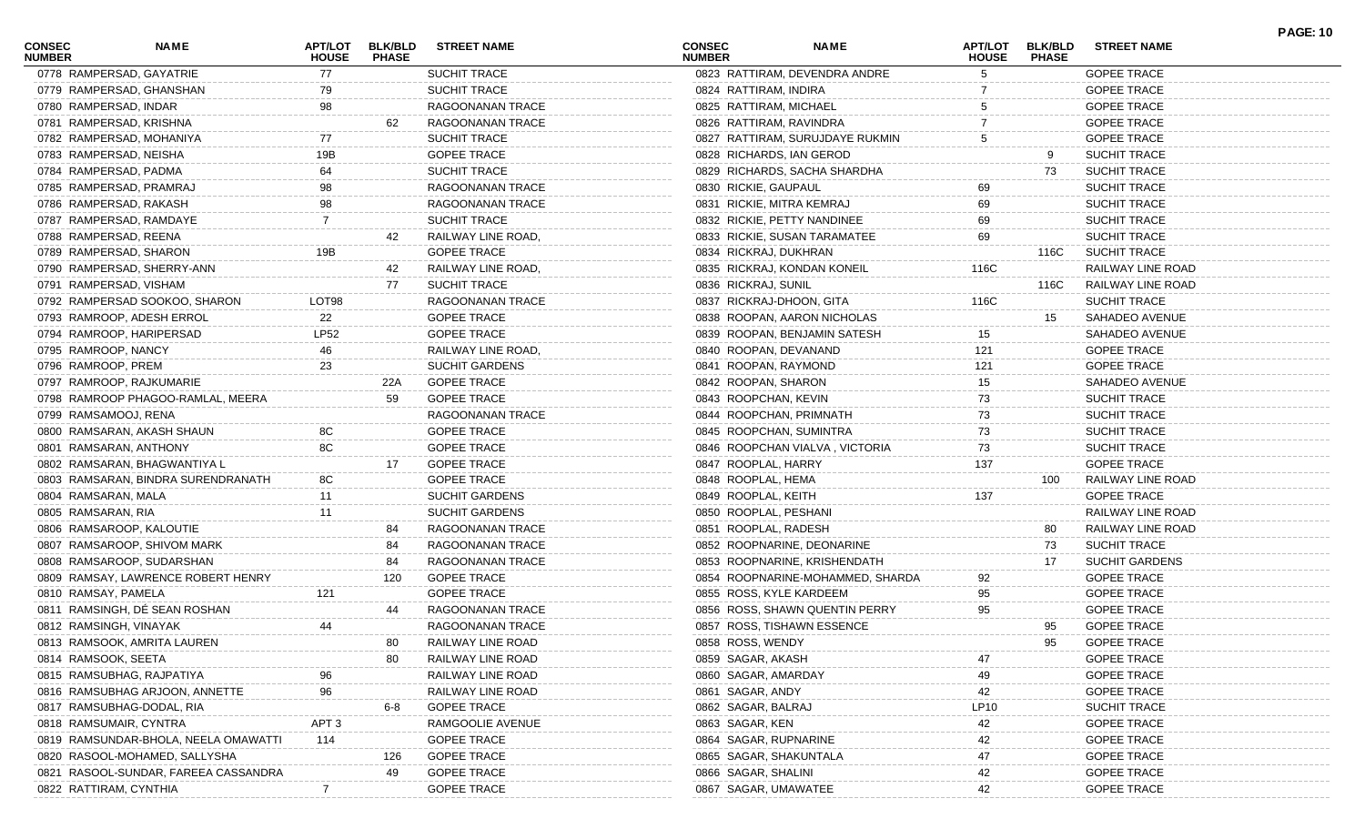| CONSEC NUMBER | NAME | APT/LOT HOUSE | BLK/BLD PHASE | STREET NAME |
|---|---|---|---|---|
| 0778 | RAMPERSAD, GAYATRIE | 77 | | SUCHIT TRACE |
| 0779 | RAMPERSAD, GHANSHAN | 79 | | SUCHIT TRACE |
| 0780 | RAMPERSAD, INDAR | 98 | | RAGOONANAN TRACE |
| 0781 | RAMPERSAD, KRISHNA | | 62 | RAGOONANAN TRACE |
| 0782 | RAMPERSAD, MOHANIYA | 77 | | SUCHIT TRACE |
| 0783 | RAMPERSAD, NEISHA | 19B | | GOPEE TRACE |
| 0784 | RAMPERSAD, PADMA | 64 | | SUCHIT TRACE |
| 0785 | RAMPERSAD, PRAMRAJ | 98 | | RAGOONANAN TRACE |
| 0786 | RAMPERSAD, RAKASH | 98 | | RAGOONANAN TRACE |
| 0787 | RAMPERSAD, RAMDAYE | 7 | | SUCHIT TRACE |
| 0788 | RAMPERSAD, REENA | | 42 | RAILWAY LINE ROAD, |
| 0789 | RAMPERSAD, SHARON | 19B | | GOPEE TRACE |
| 0790 | RAMPERSAD, SHERRY-ANN | | 42 | RAILWAY LINE ROAD, |
| 0791 | RAMPERSAD, VISHAM | | 77 | SUCHIT TRACE |
| 0792 | RAMPERSAD SOOKOO, SHARON | LOT98 | | RAGOONANAN TRACE |
| 0793 | RAMROOP, ADESH ERROL | 22 | | GOPEE TRACE |
| 0794 | RAMROOP, HARIPERSAD | LP52 | | GOPEE TRACE |
| 0795 | RAMROOP, NANCY | 46 | | RAILWAY LINE ROAD, |
| 0796 | RAMROOP, PREM | 23 | | SUCHIT GARDENS |
| 0797 | RAMROOP, RAJKUMARIE | | 22A | GOPEE TRACE |
| 0798 | RAMROOP PHAGOO-RAMLAL, MEERA | | 59 | GOPEE TRACE |
| 0799 | RAMSAMOOJ, RENA | | | RAGOONANAN TRACE |
| 0800 | RAMSARAN, AKASH SHAUN | 8C | | GOPEE TRACE |
| 0801 | RAMSARAN, ANTHONY | 8C | | GOPEE TRACE |
| 0802 | RAMSARAN, BHAGWANTIYA L | | 17 | GOPEE TRACE |
| 0803 | RAMSARAN, BINDRA SURENDRANATH | 8C | | GOPEE TRACE |
| 0804 | RAMSARAN, MALA | 11 | | SUCHIT GARDENS |
| 0805 | RAMSARAN, RIA | 11 | | SUCHIT GARDENS |
| 0806 | RAMSAROOP, KALOUTIE | | 84 | RAGOONANAN TRACE |
| 0807 | RAMSAROOP, SHIVOM MARK | | 84 | RAGOONANAN TRACE |
| 0808 | RAMSAROOP, SUDARSHAN | | 84 | RAGOONANAN TRACE |
| 0809 | RAMSAY, LAWRENCE ROBERT HENRY | | 120 | GOPEE TRACE |
| 0810 | RAMSAY, PAMELA | 121 | | GOPEE TRACE |
| 0811 | RAMSINGH, DÉ SEAN ROSHAN | | 44 | RAGOONANAN TRACE |
| 0812 | RAMSINGH, VINAYAK | 44 | | RAGOONANAN TRACE |
| 0813 | RAMSOOK, AMRITA LAUREN | | 80 | RAILWAY LINE ROAD |
| 0814 | RAMSOOK, SEETA | | 80 | RAILWAY LINE ROAD |
| 0815 | RAMSUBHAG, RAJPATIYA | 96 | | RAILWAY LINE ROAD |
| 0816 | RAMSUBHAG ARJOON, ANNETTE | 96 | | RAILWAY LINE ROAD |
| 0817 | RAMSUBHAG-DODAL, RIA | | 6-8 | GOPEE TRACE |
| 0818 | RAMSUMAIR, CYNTRA | APT 3 | | RAMGOOLIE AVENUE |
| 0819 | RAMSUNDAR-BHOLA, NEELA OMAWATTI | 114 | | GOPEE TRACE |
| 0820 | RASOOL-MOHAMED, SALLYSHA | | 126 | GOPEE TRACE |
| 0821 | RASOOL-SUNDAR, FAREEA CASSANDRA | | 49 | GOPEE TRACE |
| 0822 | RATTIRAM, CYNTHIA | 7 | | GOPEE TRACE |
| 0823 | RATTIRAM, DEVENDRA ANDRE | 5 | | GOPEE TRACE |
| 0824 | RATTIRAM, INDIRA | 7 | | GOPEE TRACE |
| 0825 | RATTIRAM, MICHAEL | 5 | | GOPEE TRACE |
| 0826 | RATTIRAM, RAVINDRA | 7 | | GOPEE TRACE |
| 0827 | RATTIRAM, SURUJDAYE RUKMIN | 5 | | GOPEE TRACE |
| 0828 | RICHARDS, IAN GEROD | | 9 | SUCHIT TRACE |
| 0829 | RICHARDS, SACHA SHARDHA | | 73 | SUCHIT TRACE |
| 0830 | RICKIE, GAUPAUL | 69 | | SUCHIT TRACE |
| 0831 | RICKIE, MITRA KEMRAJ | 69 | | SUCHIT TRACE |
| 0832 | RICKIE, PETTY NANDINEE | 69 | | SUCHIT TRACE |
| 0833 | RICKIE, SUSAN TARAMATEE | 69 | | SUCHIT TRACE |
| 0834 | RICKRAJ, DUKHRAN | | 116C | SUCHIT TRACE |
| 0835 | RICKRAJ, KONDAN KONEIL | 116C | | RAILWAY LINE ROAD |
| 0836 | RICKRAJ, SUNIL | | 116C | RAILWAY LINE ROAD |
| 0837 | RICKRAJ-DHOON, GITA | 116C | | SUCHIT TRACE |
| 0838 | ROOPAN, AARON NICHOLAS | | 15 | SAHADEO AVENUE |
| 0839 | ROOPAN, BENJAMIN SATESH | 15 | | SAHADEO AVENUE |
| 0840 | ROOPAN, DEVANAND | 121 | | GOPEE TRACE |
| 0841 | ROOPAN, RAYMOND | 121 | | GOPEE TRACE |
| 0842 | ROOPAN, SHARON | 15 | | SAHADEO AVENUE |
| 0843 | ROOPCHAN, KEVIN | 73 | | SUCHIT TRACE |
| 0844 | ROOPCHAN, PRIMNATH | 73 | | SUCHIT TRACE |
| 0845 | ROOPCHAN, SUMINTRA | 73 | | SUCHIT TRACE |
| 0846 | ROOPCHAN VIALVA , VICTORIA | 73 | | SUCHIT TRACE |
| 0847 | ROOPLAL, HARRY | 137 | | GOPEE TRACE |
| 0848 | ROOPLAL, HEMA | | 100 | RAILWAY LINE ROAD |
| 0849 | ROOPLAL, KEITH | 137 | | GOPEE TRACE |
| 0850 | ROOPLAL, PESHANI | | | RAILWAY LINE ROAD |
| 0851 | ROOPLAL, RADESH | | 80 | RAILWAY LINE ROAD |
| 0852 | ROOPNARINE, DEONARINE | | 73 | SUCHIT TRACE |
| 0853 | ROOPNARINE, KRISHENDATH | | 17 | SUCHIT GARDENS |
| 0854 | ROOPNARINE-MOHAMMED, SHARDA | 92 | | GOPEE TRACE |
| 0855 | ROSS, KYLE KARDEEM | 95 | | GOPEE TRACE |
| 0856 | ROSS, SHAWN QUENTIN PERRY | 95 | | GOPEE TRACE |
| 0857 | ROSS, TISHAWN ESSENCE | | 95 | GOPEE TRACE |
| 0858 | ROSS, WENDY | | 95 | GOPEE TRACE |
| 0859 | SAGAR, AKASH | 47 | | GOPEE TRACE |
| 0860 | SAGAR, AMARDAY | 49 | | GOPEE TRACE |
| 0861 | SAGAR, ANDY | 42 | | GOPEE TRACE |
| 0862 | SAGAR, BALRAJ | LP10 | | SUCHIT TRACE |
| 0863 | SAGAR, KEN | 42 | | GOPEE TRACE |
| 0864 | SAGAR, RUPNARINE | 42 | | GOPEE TRACE |
| 0865 | SAGAR, SHAKUNTALA | 47 | | GOPEE TRACE |
| 0866 | SAGAR, SHALINI | 42 | | GOPEE TRACE |
| 0867 | SAGAR, UMAWATEE | 42 | | GOPEE TRACE |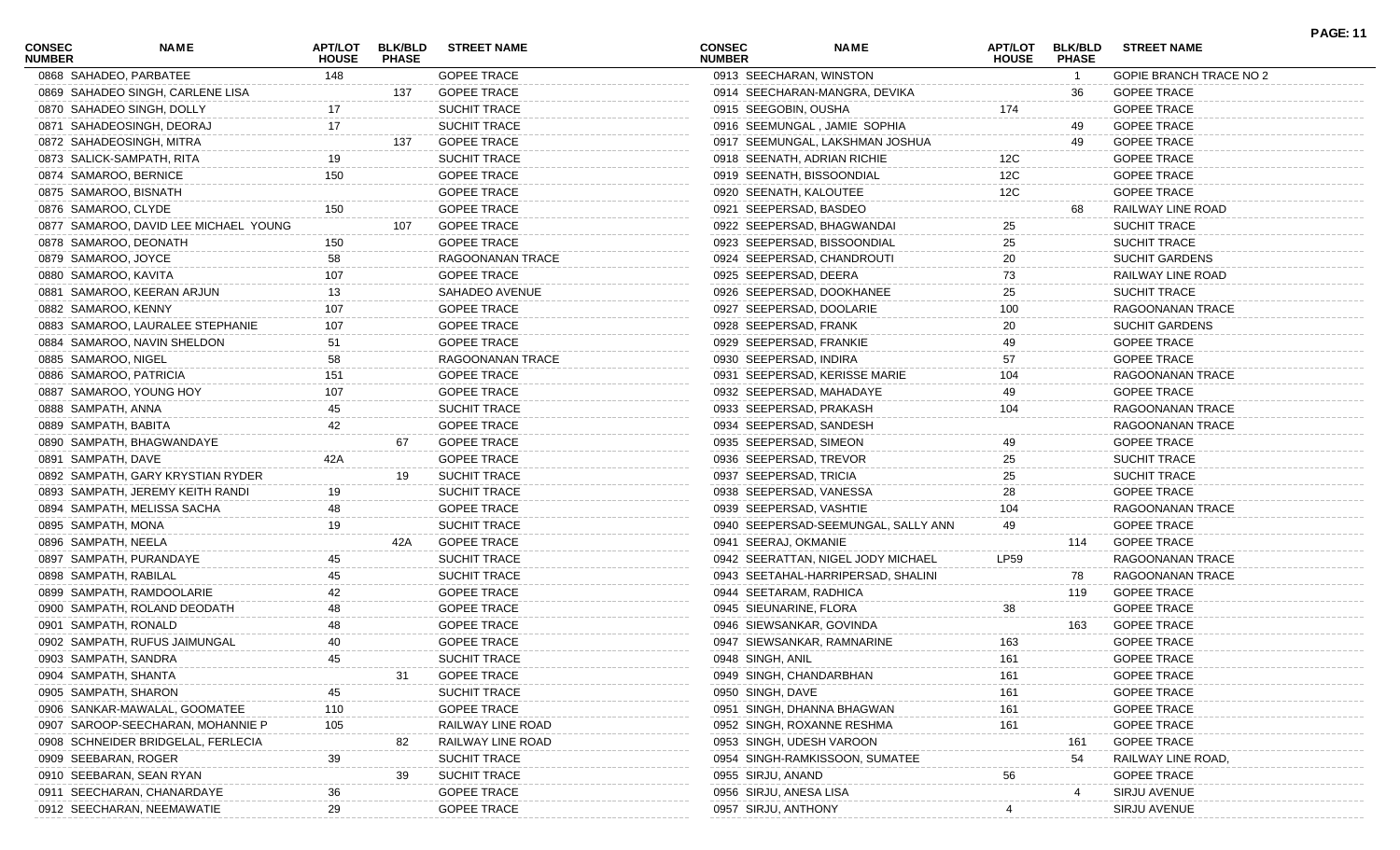| CONSEC NUMBER | NAME | APT/LOT HOUSE | BLK/BLD PHASE | STREET NAME |
|---|---|---|---|---|
| 0868 | SAHADEO, PARBATEE | 148 | | GOPEE TRACE |
| 0869 | SAHADEO SINGH, CARLENE LISA | | 137 | GOPEE TRACE |
| 0870 | SAHADEO SINGH, DOLLY | 17 | | SUCHIT TRACE |
| 0871 | SAHADEOSINGH, DEORAJ | 17 | | SUCHIT TRACE |
| 0872 | SAHADEOSINGH, MITRA | | 137 | GOPEE TRACE |
| 0873 | SALICK-SAMPATH, RITA | 19 | | SUCHIT TRACE |
| 0874 | SAMAROO, BERNICE | 150 | | GOPEE TRACE |
| 0875 | SAMAROO, BISNATH | | | GOPEE TRACE |
| 0876 | SAMAROO, CLYDE | 150 | | GOPEE TRACE |
| 0877 | SAMAROO, DAVID LEE MICHAEL YOUNG | | 107 | GOPEE TRACE |
| 0878 | SAMAROO, DEONATH | 150 | | GOPEE TRACE |
| 0879 | SAMAROO, JOYCE | 58 | | RAGOONANAN TRACE |
| 0880 | SAMAROO, KAVITA | 107 | | GOPEE TRACE |
| 0881 | SAMAROO, KEERAN ARJUN | 13 | | SAHADEO AVENUE |
| 0882 | SAMAROO, KENNY | 107 | | GOPEE TRACE |
| 0883 | SAMAROO, LAURALEE STEPHANIE | 107 | | GOPEE TRACE |
| 0884 | SAMAROO, NAVIN SHELDON | 51 | | GOPEE TRACE |
| 0885 | SAMAROO, NIGEL | 58 | | RAGOONANAN TRACE |
| 0886 | SAMAROO, PATRICIA | 151 | | GOPEE TRACE |
| 0887 | SAMAROO, YOUNG HOY | 107 | | GOPEE TRACE |
| 0888 | SAMPATH, ANNA | 45 | | SUCHIT TRACE |
| 0889 | SAMPATH, BABITA | 42 | | GOPEE TRACE |
| 0890 | SAMPATH, BHAGWANDAYE | | 67 | GOPEE TRACE |
| 0891 | SAMPATH, DAVE | 42A | | GOPEE TRACE |
| 0892 | SAMPATH, GARY KRYSTIAN RYDER | | 19 | SUCHIT TRACE |
| 0893 | SAMPATH, JEREMY KEITH RANDI | 19 | | SUCHIT TRACE |
| 0894 | SAMPATH, MELISSA SACHA | 48 | | GOPEE TRACE |
| 0895 | SAMPATH, MONA | 19 | | SUCHIT TRACE |
| 0896 | SAMPATH, NEELA | | 42A | GOPEE TRACE |
| 0897 | SAMPATH, PURANDAYE | 45 | | SUCHIT TRACE |
| 0898 | SAMPATH, RABILAL | 45 | | SUCHIT TRACE |
| 0899 | SAMPATH, RAMDOOLARIE | 42 | | GOPEE TRACE |
| 0900 | SAMPATH, ROLAND DEODATH | 48 | | GOPEE TRACE |
| 0901 | SAMPATH, RONALD | 48 | | GOPEE TRACE |
| 0902 | SAMPATH, RUFUS JAIMUNGAL | 40 | | GOPEE TRACE |
| 0903 | SAMPATH, SANDRA | 45 | | SUCHIT TRACE |
| 0904 | SAMPATH, SHANTA | | 31 | GOPEE TRACE |
| 0905 | SAMPATH, SHARON | 45 | | SUCHIT TRACE |
| 0906 | SANKAR-MAWALAL, GOOMATEE | 110 | | GOPEE TRACE |
| 0907 | SAROOP-SEECHARAN, MOHANNIE P | 105 | | RAILWAY LINE ROAD |
| 0908 | SCHNEIDER BRIDGELAL, FERLECIA | | 82 | RAILWAY LINE ROAD |
| 0909 | SEEBARAN, ROGER | 39 | | SUCHIT TRACE |
| 0910 | SEEBARAN, SEAN RYAN | | 39 | SUCHIT TRACE |
| 0911 | SEECHARAN, CHANARDAYE | 36 | | GOPEE TRACE |
| 0912 | SEECHARAN, NEEMAWATIE | 29 | | GOPEE TRACE |
| 0913 | SEECHARAN, WINSTON | | 1 | GOPIE BRANCH TRACE NO 2 |
| 0914 | SEECHARAN-MANGRA, DEVIKA | | 36 | GOPEE TRACE |
| 0915 | SEEGOBIN, OUSHA | 174 | | GOPEE TRACE |
| 0916 | SEEMUNGAL , JAMIE SOPHIA | | 49 | GOPEE TRACE |
| 0917 | SEEMUNGAL, LAKSHMAN JOSHUA | | 49 | GOPEE TRACE |
| 0918 | SEENATH, ADRIAN RICHIE | 12C | | GOPEE TRACE |
| 0919 | SEENATH, BISSOONDIAL | 12C | | GOPEE TRACE |
| 0920 | SEENATH, KALOUTEE | 12C | | GOPEE TRACE |
| 0921 | SEEPERSAD, BASDEO | | 68 | RAILWAY LINE ROAD |
| 0922 | SEEPERSAD, BHAGWANDAI | 25 | | SUCHIT TRACE |
| 0923 | SEEPERSAD, BISSOONDIAL | 25 | | SUCHIT TRACE |
| 0924 | SEEPERSAD, CHANDROUTI | 20 | | SUCHIT GARDENS |
| 0925 | SEEPERSAD, DEERA | 73 | | RAILWAY LINE ROAD |
| 0926 | SEEPERSAD, DOOKHANEE | 25 | | SUCHIT TRACE |
| 0927 | SEEPERSAD, DOOLARIE | 100 | | RAGOONANAN TRACE |
| 0928 | SEEPERSAD, FRANK | 20 | | SUCHIT GARDENS |
| 0929 | SEEPERSAD, FRANKIE | 49 | | GOPEE TRACE |
| 0930 | SEEPERSAD, INDIRA | 57 | | GOPEE TRACE |
| 0931 | SEEPERSAD, KERISSE MARIE | 104 | | RAGOONANAN TRACE |
| 0932 | SEEPERSAD, MAHADAYE | 49 | | GOPEE TRACE |
| 0933 | SEEPERSAD, PRAKASH | 104 | | RAGOONANAN TRACE |
| 0934 | SEEPERSAD, SANDESH | | | RAGOONANAN TRACE |
| 0935 | SEEPERSAD, SIMEON | 49 | | GOPEE TRACE |
| 0936 | SEEPERSAD, TREVOR | 25 | | SUCHIT TRACE |
| 0937 | SEEPERSAD, TRICIA | 25 | | SUCHIT TRACE |
| 0938 | SEEPERSAD, VANESSA | 28 | | GOPEE TRACE |
| 0939 | SEEPERSAD, VASHTIE | 104 | | RAGOONANAN TRACE |
| 0940 | SEEPERSAD-SEEMUNGAL, SALLY ANN | 49 | | GOPEE TRACE |
| 0941 | SEERAJ, OKMANIE | | 114 | GOPEE TRACE |
| 0942 | SEERATTAN, NIGEL JODY MICHAEL | LP59 | | RAGOONANAN TRACE |
| 0943 | SEETAHAL-HARRIPERSAD, SHALINI | | 78 | RAGOONANAN TRACE |
| 0944 | SEETARAM, RADHICA | | 119 | GOPEE TRACE |
| 0945 | SIEUNARINE, FLORA | 38 | | GOPEE TRACE |
| 0946 | SIEWSANKAR, GOVINDA | | 163 | GOPEE TRACE |
| 0947 | SIEWSANKAR, RAMNARINE | 163 | | GOPEE TRACE |
| 0948 | SINGH, ANIL | 161 | | GOPEE TRACE |
| 0949 | SINGH, CHANDARBHAN | 161 | | GOPEE TRACE |
| 0950 | SINGH, DAVE | 161 | | GOPEE TRACE |
| 0951 | SINGH, DHANNA BHAGWAN | 161 | | GOPEE TRACE |
| 0952 | SINGH, ROXANNE RESHMA | 161 | | GOPEE TRACE |
| 0953 | SINGH, UDESH VAROON | | 161 | GOPEE TRACE |
| 0954 | SINGH-RAMKISSOON, SUMATEE | | 54 | RAILWAY LINE ROAD, |
| 0955 | SIRJU, ANAND | 56 | | GOPEE TRACE |
| 0956 | SIRJU, ANESA LISA | | 4 | SIRJU AVENUE |
| 0957 | SIRJU, ANTHONY | 4 | | SIRJU AVENUE |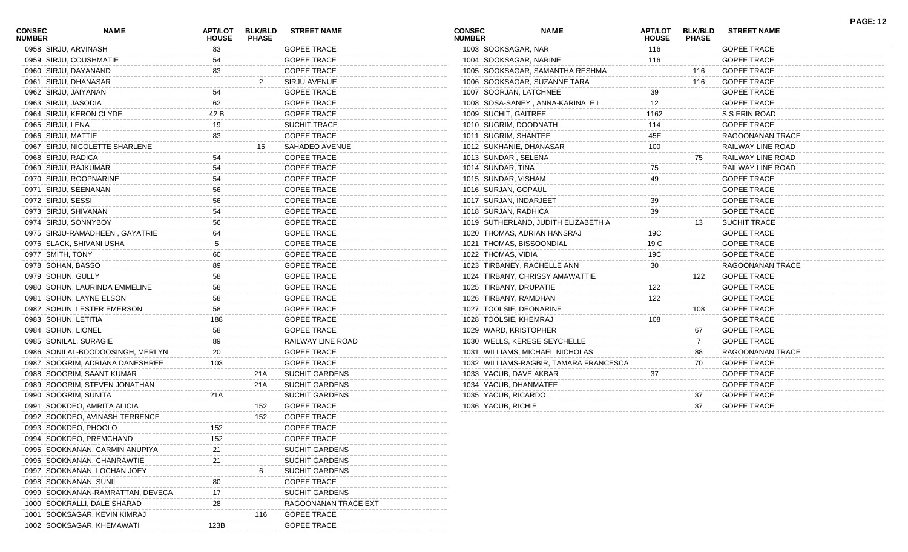| CONSEC NUMBER | NAME | APT/LOT HOUSE | BLK/BLD PHASE | STREET NAME |
|---|---|---|---|---|
| 0958 | SIRJU, ARVINASH | 83 | | GOPEE TRACE |
| 0959 | SIRJU, COUSHMATIE | 54 | | GOPEE TRACE |
| 0960 | SIRJU, DAYANAND | 83 | | GOPEE TRACE |
| 0961 | SIRJU, DHANASAR | | 2 | SIRJU AVENUE |
| 0962 | SIRJU, JAIYANAN | 54 | | GOPEE TRACE |
| 0963 | SIRJU, JASODIA | 62 | | GOPEE TRACE |
| 0964 | SIRJU, KERON CLYDE | 42 B | | GOPEE TRACE |
| 0965 | SIRJU, LENA | 19 | | SUCHIT TRACE |
| 0966 | SIRJU, MATTIE | 83 | | GOPEE TRACE |
| 0967 | SIRJU, NICOLETTE SHARLENE | | 15 | SAHADEO AVENUE |
| 0968 | SIRJU, RADICA | 54 | | GOPEE TRACE |
| 0969 | SIRJU, RAJKUMAR | 54 | | GOPEE TRACE |
| 0970 | SIRJU, ROOPNARINE | 54 | | GOPEE TRACE |
| 0971 | SIRJU, SEENANAN | 56 | | GOPEE TRACE |
| 0972 | SIRJU, SESSI | 56 | | GOPEE TRACE |
| 0973 | SIRJU, SHIVANAN | 54 | | GOPEE TRACE |
| 0974 | SIRJU, SONNYBOY | 56 | | GOPEE TRACE |
| 0975 | SIRJU-RAMADHEEN , GAYATRIE | 64 | | GOPEE TRACE |
| 0976 | SLACK, SHIVANI USHA | 5 | | GOPEE TRACE |
| 0977 | SMITH, TONY | 60 | | GOPEE TRACE |
| 0978 | SOHAN, BASSO | 89 | | GOPEE TRACE |
| 0979 | SOHUN, GULLY | 58 | | GOPEE TRACE |
| 0980 | SOHUN, LAURINDA EMMELINE | 58 | | GOPEE TRACE |
| 0981 | SOHUN, LAYNE ELSON | 58 | | GOPEE TRACE |
| 0982 | SOHUN, LESTER EMERSON | 58 | | GOPEE TRACE |
| 0983 | SOHUN, LETITIA | 188 | | GOPEE TRACE |
| 0984 | SOHUN, LIONEL | 58 | | GOPEE TRACE |
| 0985 | SONILAL, SURAGIE | 89 | | RAILWAY LINE ROAD |
| 0986 | SONILAL-BOODOOSINGH, MERLYN | 20 | | GOPEE TRACE |
| 0987 | SOOGRIM, ADRIANA DANESHREE | 103 | | GOPEE TRACE |
| 0988 | SOOGRIM, SAANT KUMAR | | 21A | SUCHIT GARDENS |
| 0989 | SOOGRIM, STEVEN JONATHAN | | 21A | SUCHIT GARDENS |
| 0990 | SOOGRIM, SUNITA | 21A | | SUCHIT GARDENS |
| 0991 | SOOKDEO, AMRITA ALICIA | | 152 | GOPEE TRACE |
| 0992 | SOOKDEO, AVINASH TERRENCE | | 152 | GOPEE TRACE |
| 0993 | SOOKDEO, PHOOLO | 152 | | GOPEE TRACE |
| 0994 | SOOKDEO, PREMCHAND | 152 | | GOPEE TRACE |
| 0995 | SOOKNANAN, CARMIN ANUPIYA | 21 | | SUCHIT GARDENS |
| 0996 | SOOKNANAN, CHANRAWTIE | 21 | | SUCHIT GARDENS |
| 0997 | SOOKNANAN, LOCHAN JOEY | | 6 | SUCHIT GARDENS |
| 0998 | SOOKNANAN, SUNIL | 80 | | GOPEE TRACE |
| 0999 | SOOKNANAN-RAMRATTAN, DEVECA | 17 | | SUCHIT GARDENS |
| 1000 | SOOKRALLI, DALE SHARAD | 28 | | RAGOONANAN TRACE EXT |
| 1001 | SOOKSAGAR, KEVIN KIMRAJ | | 116 | GOPEE TRACE |
| 1002 | SOOKSAGAR, KHEMAWATI | 123B | | GOPEE TRACE |
| 1003 | SOOKSAGAR, NAR | 116 | | GOPEE TRACE |
| 1004 | SOOKSAGAR, NARINE | 116 | | GOPEE TRACE |
| 1005 | SOOKSAGAR, SAMANTHA RESHMA | | 116 | GOPEE TRACE |
| 1006 | SOOKSAGAR, SUZANNE TARA | | 116 | GOPEE TRACE |
| 1007 | SOORJAN, LATCHNEE | 39 | | GOPEE TRACE |
| 1008 | SOSA-SANEY , ANNA-KARINA E L | 12 | | GOPEE TRACE |
| 1009 | SUCHIT, GAITREE | 1162 | | S S ERIN ROAD |
| 1010 | SUGRIM, DOODNATH | 114 | | GOPEE TRACE |
| 1011 | SUGRIM, SHANTEE | 45E | | RAGOONANAN TRACE |
| 1012 | SUKHANIE, DHANASAR | 100 | | RAILWAY LINE ROAD |
| 1013 | SUNDAR , SELENA | | 75 | RAILWAY LINE ROAD |
| 1014 | SUNDAR, TINA | 75 | | RAILWAY LINE ROAD |
| 1015 | SUNDAR, VISHAM | 49 | | GOPEE TRACE |
| 1016 | SURJAN, GOPAUL | | | GOPEE TRACE |
| 1017 | SURJAN, INDARJEET | 39 | | GOPEE TRACE |
| 1018 | SURJAN, RADHICA | 39 | | GOPEE TRACE |
| 1019 | SUTHERLAND, JUDITH ELIZABETH A | | 13 | SUCHIT TRACE |
| 1020 | THOMAS, ADRIAN HANSRAJ | 19C | | GOPEE TRACE |
| 1021 | THOMAS, BISSOONDIAL | 19 C | | GOPEE TRACE |
| 1022 | THOMAS, VIDIA | 19C | | GOPEE TRACE |
| 1023 | TIRBANEY, RACHELLE ANN | 30 | | RAGOONANAN TRACE |
| 1024 | TIRBANY, CHRISSY AMAWATTIE | | 122 | GOPEE TRACE |
| 1025 | TIRBANY, DRUPATIE | 122 | | GOPEE TRACE |
| 1026 | TIRBANY, RAMDHAN | 122 | | GOPEE TRACE |
| 1027 | TOOLSIE, DEONARINE | | 108 | GOPEE TRACE |
| 1028 | TOOLSIE, KHEMRAJ | 108 | | GOPEE TRACE |
| 1029 | WARD, KRISTOPHER | | 67 | GOPEE TRACE |
| 1030 | WELLS, KERESE SEYCHELLE | | 7 | GOPEE TRACE |
| 1031 | WILLIAMS, MICHAEL NICHOLAS | | 88 | RAGOONANAN TRACE |
| 1032 | WILLIAMS-RAGBIR, TAMARA FRANCESCA | | 70 | GOPEE TRACE |
| 1033 | YACUB, DAVE AKBAR | 37 | | GOPEE TRACE |
| 1034 | YACUB, DHANMATEE | | | GOPEE TRACE |
| 1035 | YACUB, RICARDO | | 37 | GOPEE TRACE |
| 1036 | YACUB, RICHIE | | 37 | GOPEE TRACE |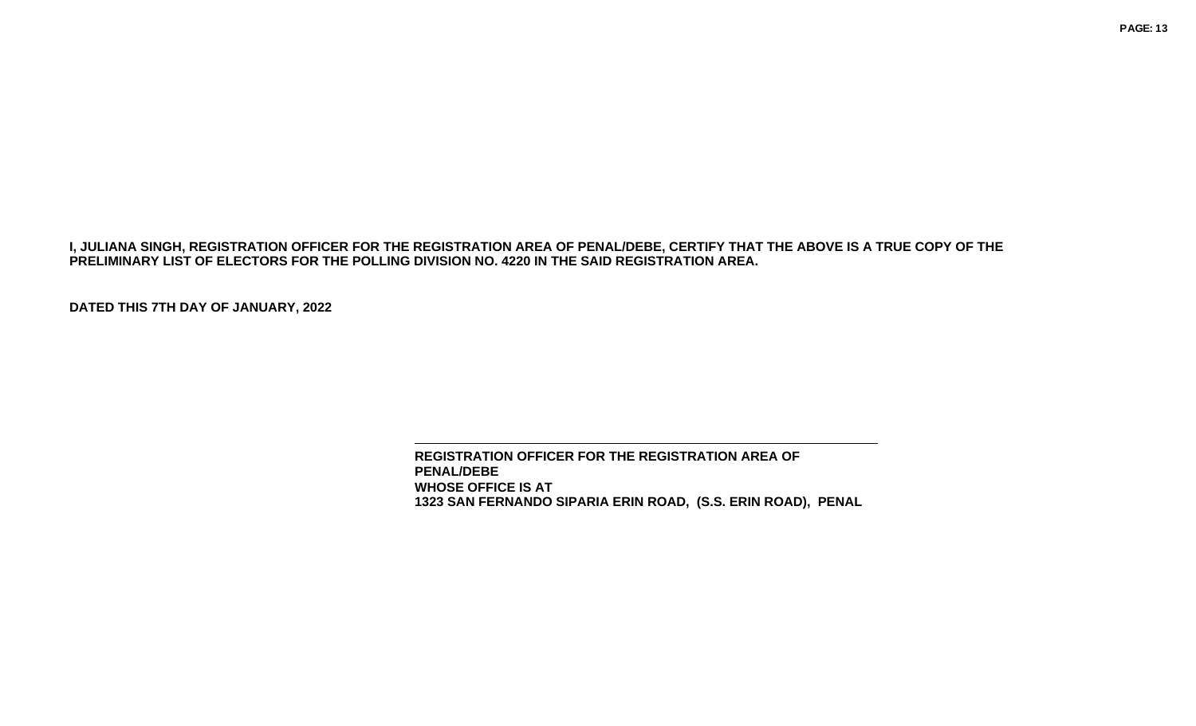**I, JULIANA SINGH, REGISTRATION OFFICER FOR THE REGISTRATION AREA OF PENAL/DEBE, CERTIFY THAT THE ABOVE IS A TRUE COPY OF THE PRELIMINARY LIST OF ELECTORS FOR THE POLLING DIVISION NO. 4220 IN THE SAID REGISTRATION AREA.**

**DATED THIS 7TH DAY OF JANUARY, 2022**

---

**REGISTRATION OFFICER FOR THE REGISTRATION AREA OF PENAL/DEBE**
**WHOSE OFFICE IS AT**
**1323 SAN FERNANDO SIPARIA ERIN ROAD, (S.S. ERIN ROAD), PENAL**